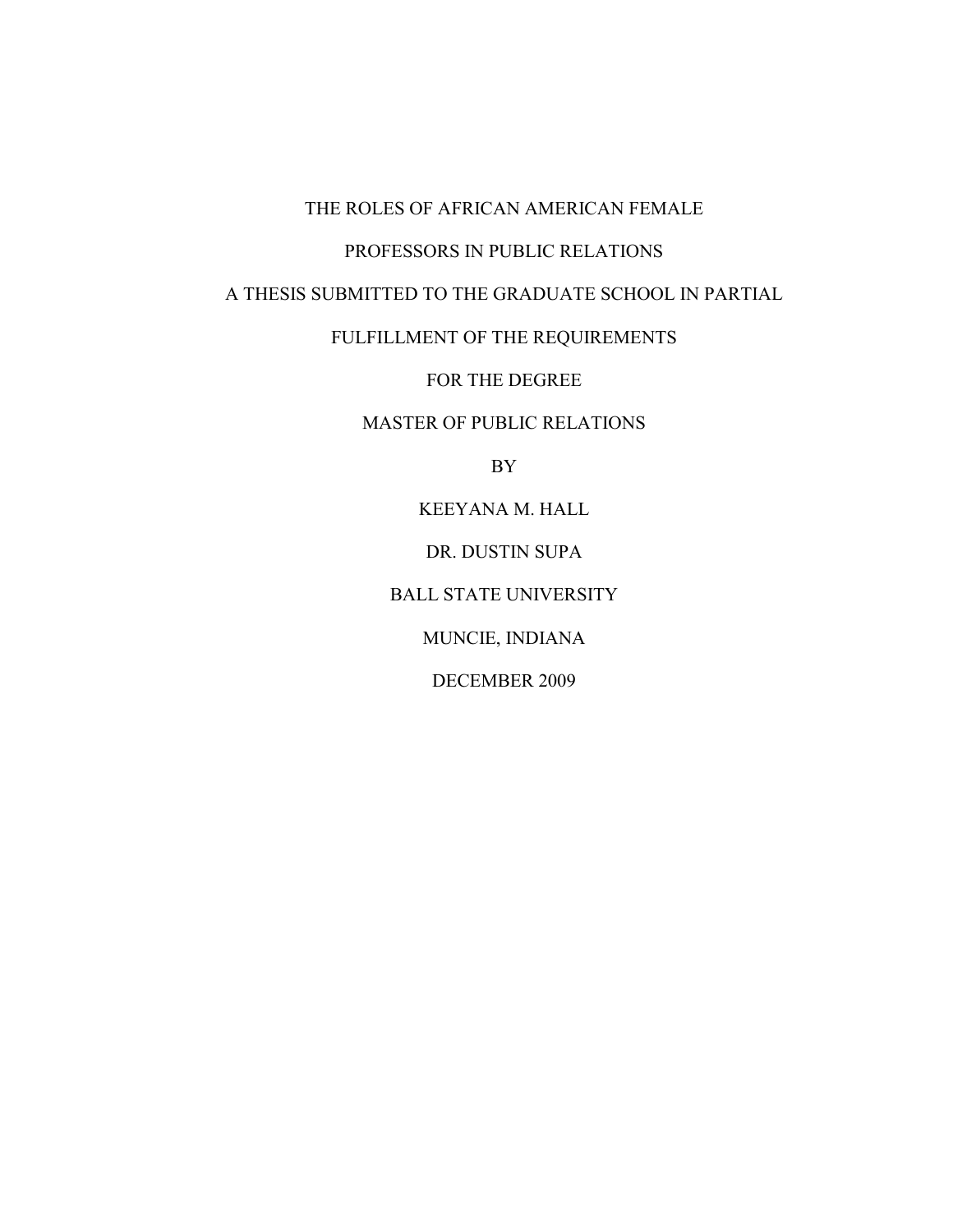# THE ROLES OF AFRICAN AMERICAN FEMALE PROFESSORS IN PUBLIC RELATIONS

A THESIS SUBMITTED TO THE GRADUATE SCHOOL IN PARTIAL

FULFILLMENT OF THE REQUIREMENTS

FOR THE DEGREE

MASTER OF PUBLIC RELATIONS

BY

KEEYANA M. HALL

DR. DUSTIN SUPA

BALL STATE UNIVERSITY

MUNCIE, INDIANA

DECEMBER 2009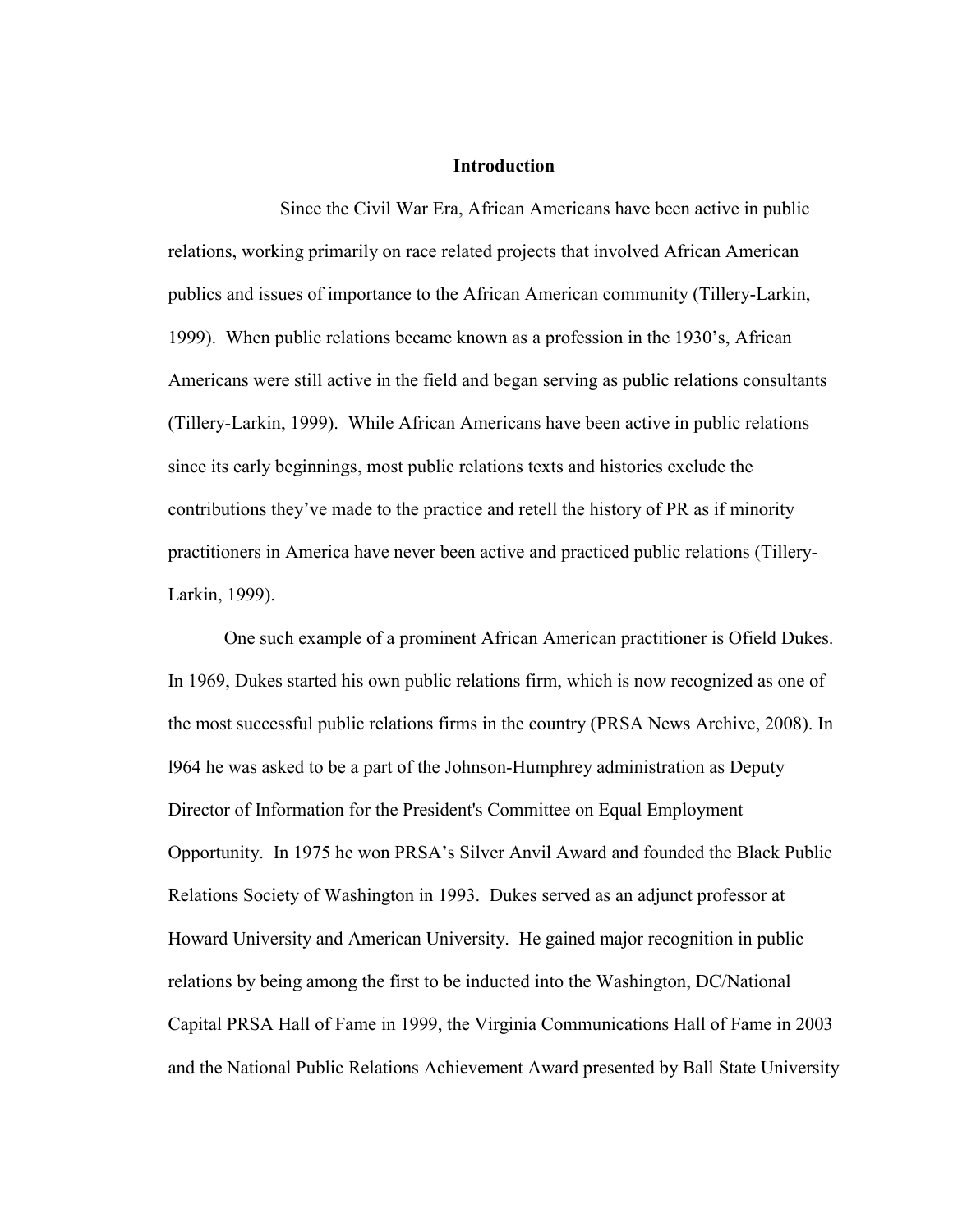# Introduction

Since the Civil War Era, African Americans have been active in public relations, working primarily on race related projects that involved African American publics and issues of importance to the African American community (Tillery-Larkin, 1999). When public relations became known as a profession in the 1930's, African Americans were still active in the field and began serving as public relations consultants (Tillery-Larkin, 1999). While African Americans have been active in public relations since its early beginnings, most public relations texts and histories exclude the contributions they've made to the practice and retell the history of PR as if minority practitioners in America have never been active and practiced public relations (Tillery-Larkin, 1999).

One such example of a prominent African American practitioner is Ofield Dukes. In 1969, Dukes started his own public relations firm, which is now recognized as one of the most successful public relations firms in the country (PRSA News Archive, 2008). In l964 he was asked to be a part of the Johnson-Humphrey administration as Deputy Director of Information for the President's Committee on Equal Employment Opportunity. In 1975 he won PRSA's Silver Anvil Award and founded the Black Public Relations Society of Washington in 1993. Dukes served as an adjunct professor at Howard University and American University. He gained major recognition in public relations by being among the first to be inducted into the Washington, DC/National Capital PRSA Hall of Fame in 1999, the Virginia Communications Hall of Fame in 2003 and the National Public Relations Achievement Award presented by Ball State University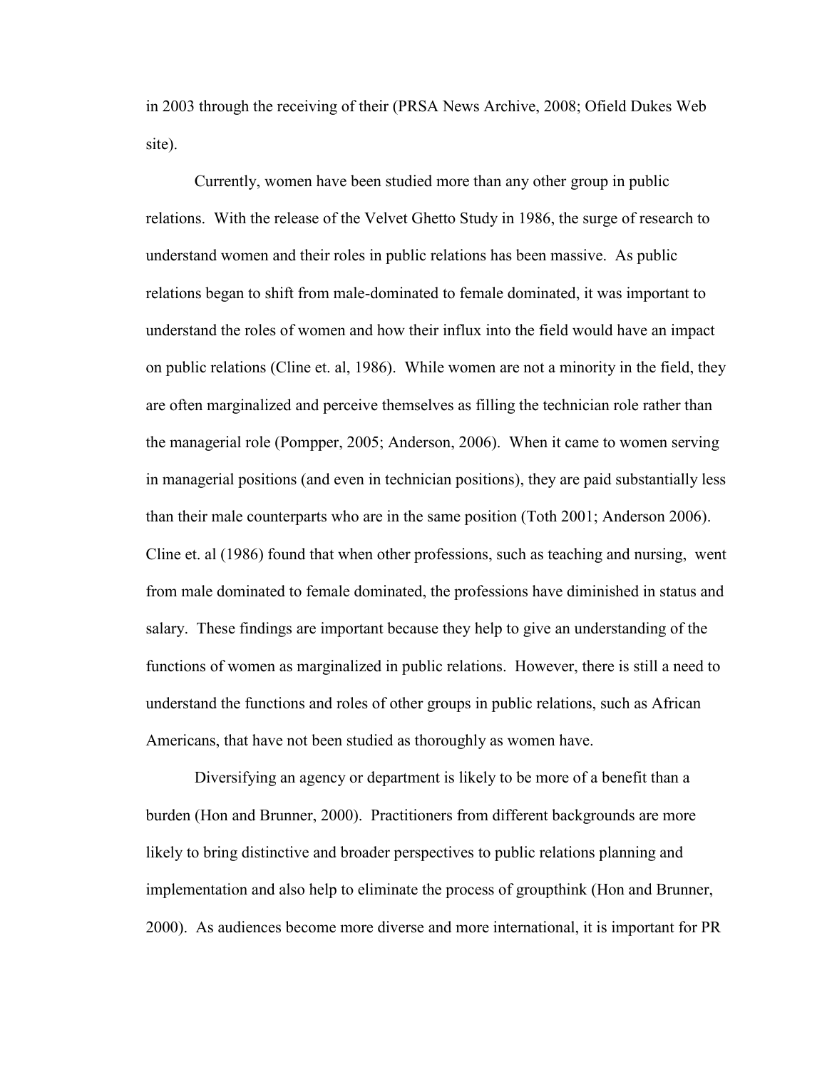in 2003 through the receiving of their (PRSA News Archive, 2008; Ofield Dukes Web site).

Currently, women have been studied more than any other group in public relations. With the release of the Velvet Ghetto Study in 1986, the surge of research to understand women and their roles in public relations has been massive. As public relations began to shift from male-dominated to female dominated, it was important to understand the roles of women and how their influx into the field would have an impact on public relations (Cline et. al, 1986). While women are not a minority in the field, they are often marginalized and perceive themselves as filling the technician role rather than the managerial role (Pompper, 2005; Anderson, 2006). When it came to women serving in managerial positions (and even in technician positions), they are paid substantially less than their male counterparts who are in the same position (Toth 2001; Anderson 2006). Cline et. al (1986) found that when other professions, such as teaching and nursing, went from male dominated to female dominated, the professions have diminished in status and salary. These findings are important because they help to give an understanding of the functions of women as marginalized in public relations. However, there is still a need to understand the functions and roles of other groups in public relations, such as African Americans, that have not been studied as thoroughly as women have.

Diversifying an agency or department is likely to be more of a benefit than a burden (Hon and Brunner, 2000). Practitioners from different backgrounds are more likely to bring distinctive and broader perspectives to public relations planning and implementation and also help to eliminate the process of groupthink (Hon and Brunner, 2000). As audiences become more diverse and more international, it is important for PR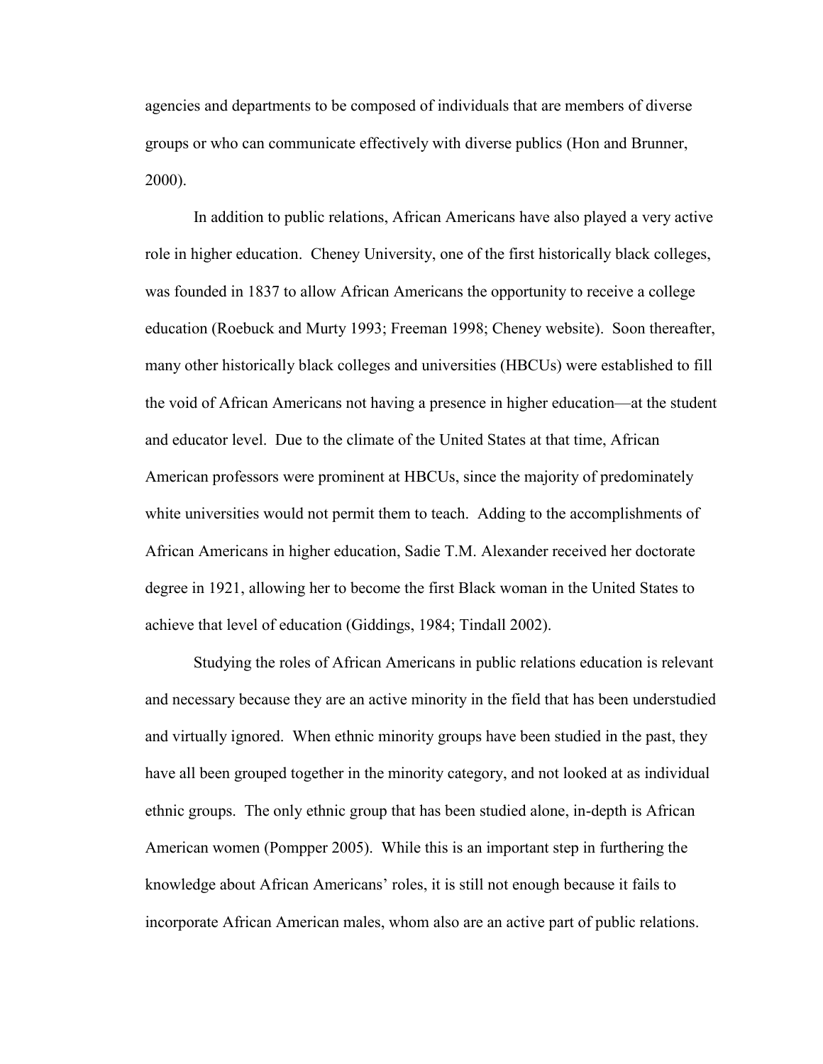agencies and departments to be composed of individuals that are members of diverse groups or who can communicate effectively with diverse publics (Hon and Brunner, 2000).

In addition to public relations, African Americans have also played a very active role in higher education. Cheney University, one of the first historically black colleges, was founded in 1837 to allow African Americans the opportunity to receive a college education (Roebuck and Murty 1993; Freeman 1998; Cheney website). Soon thereafter, many other historically black colleges and universities (HBCUs) were established to fill the void of African Americans not having a presence in higher education—at the student and educator level. Due to the climate of the United States at that time, African American professors were prominent at HBCUs, since the majority of predominately white universities would not permit them to teach. Adding to the accomplishments of African Americans in higher education, Sadie T.M. Alexander received her doctorate degree in 1921, allowing her to become the first Black woman in the United States to achieve that level of education (Giddings, 1984; Tindall 2002).

Studying the roles of African Americans in public relations education is relevant and necessary because they are an active minority in the field that has been understudied and virtually ignored. When ethnic minority groups have been studied in the past, they have all been grouped together in the minority category, and not looked at as individual ethnic groups. The only ethnic group that has been studied alone, in-depth is African American women (Pompper 2005). While this is an important step in furthering the knowledge about African Americans' roles, it is still not enough because it fails to incorporate African American males, whom also are an active part of public relations.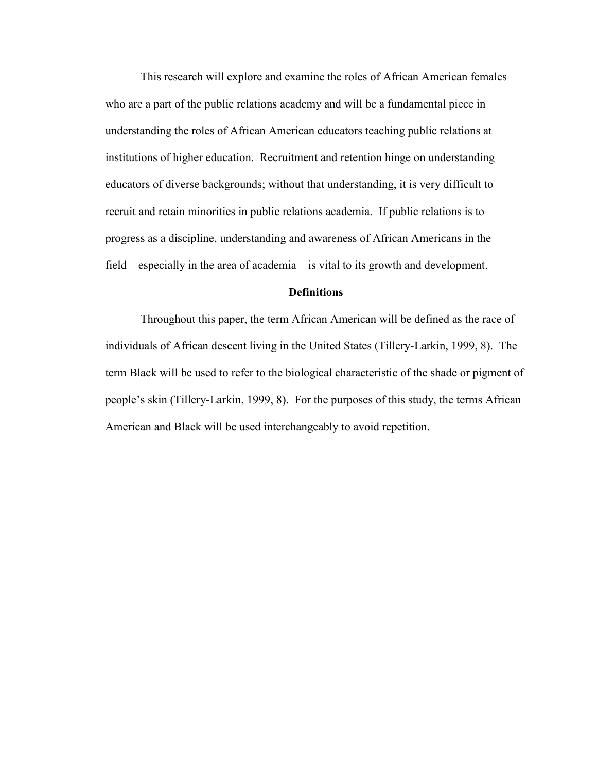This research will explore and examine the roles of African American females who are a part of the public relations academy and will be a fundamental piece in understanding the roles of African American educators teaching public relations at institutions of higher education. Recruitment and retention hinge on understanding educators of diverse backgrounds; without that understanding, it is very difficult to recruit and retain minorities in public relations academia. If public relations is to progress as a discipline, understanding and awareness of African Americans in the field—especially in the area of academia—is vital to its growth and development.

## Definitions

Throughout this paper, the term African American will be defined as the race of individuals of African descent living in the United States (Tillery-Larkin, 1999, 8). The term Black will be used to refer to the biological characteristic of the shade or pigment of people's skin (Tillery-Larkin, 1999, 8). For the purposes of this study, the terms African American and Black will be used interchangeably to avoid repetition.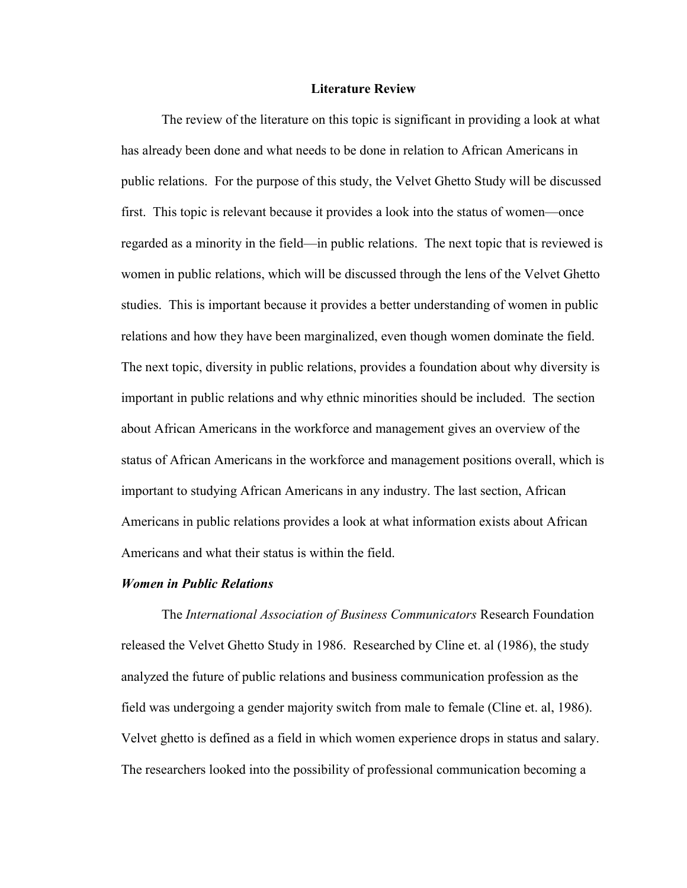## Literature Review

The review of the literature on this topic is significant in providing a look at what has already been done and what needs to be done in relation to African Americans in public relations. For the purpose of this study, the Velvet Ghetto Study will be discussed first. This topic is relevant because it provides a look into the status of women—once regarded as a minority in the field—in public relations. The next topic that is reviewed is women in public relations, which will be discussed through the lens of the Velvet Ghetto studies. This is important because it provides a better understanding of women in public relations and how they have been marginalized, even though women dominate the field. The next topic, diversity in public relations, provides a foundation about why diversity is important in public relations and why ethnic minorities should be included. The section about African Americans in the workforce and management gives an overview of the status of African Americans in the workforce and management positions overall, which is important to studying African Americans in any industry. The last section, African Americans in public relations provides a look at what information exists about African Americans and what their status is within the field.

### *Women in Public Relations*

The *International Association of Business Communicators* Research Foundation released the Velvet Ghetto Study in 1986. Researched by Cline et. al (1986), the study analyzed the future of public relations and business communication profession as the field was undergoing a gender majority switch from male to female (Cline et. al, 1986). Velvet ghetto is defined as a field in which women experience drops in status and salary. The researchers looked into the possibility of professional communication becoming a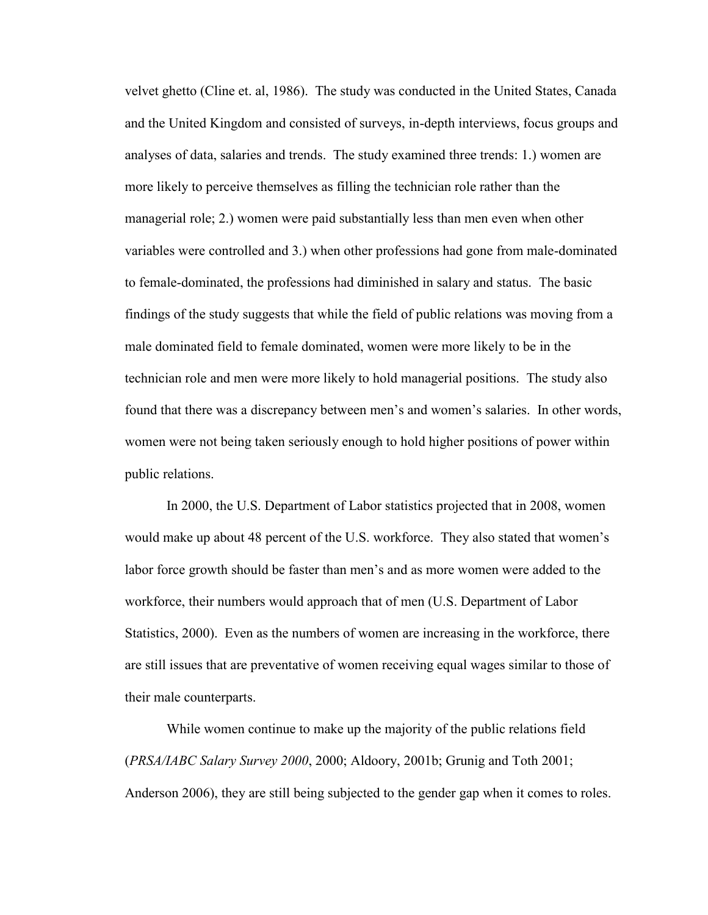velvet ghetto (Cline et. al, 1986). The study was conducted in the United States, Canada and the United Kingdom and consisted of surveys, in-depth interviews, focus groups and analyses of data, salaries and trends. The study examined three trends: 1.) women are more likely to perceive themselves as filling the technician role rather than the managerial role; 2.) women were paid substantially less than men even when other variables were controlled and 3.) when other professions had gone from male-dominated to female-dominated, the professions had diminished in salary and status. The basic findings of the study suggests that while the field of public relations was moving from a male dominated field to female dominated, women were more likely to be in the technician role and men were more likely to hold managerial positions. The study also found that there was a discrepancy between men's and women's salaries. In other words, women were not being taken seriously enough to hold higher positions of power within public relations.

In 2000, the U.S. Department of Labor statistics projected that in 2008, women would make up about 48 percent of the U.S. workforce. They also stated that women's labor force growth should be faster than men's and as more women were added to the workforce, their numbers would approach that of men (U.S. Department of Labor Statistics, 2000). Even as the numbers of women are increasing in the workforce, there are still issues that are preventative of women receiving equal wages similar to those of their male counterparts.

While women continue to make up the majority of the public relations field (*PRSA/IABC Salary Survey 2000*, 2000; Aldoory, 2001b; Grunig and Toth 2001; Anderson 2006), they are still being subjected to the gender gap when it comes to roles.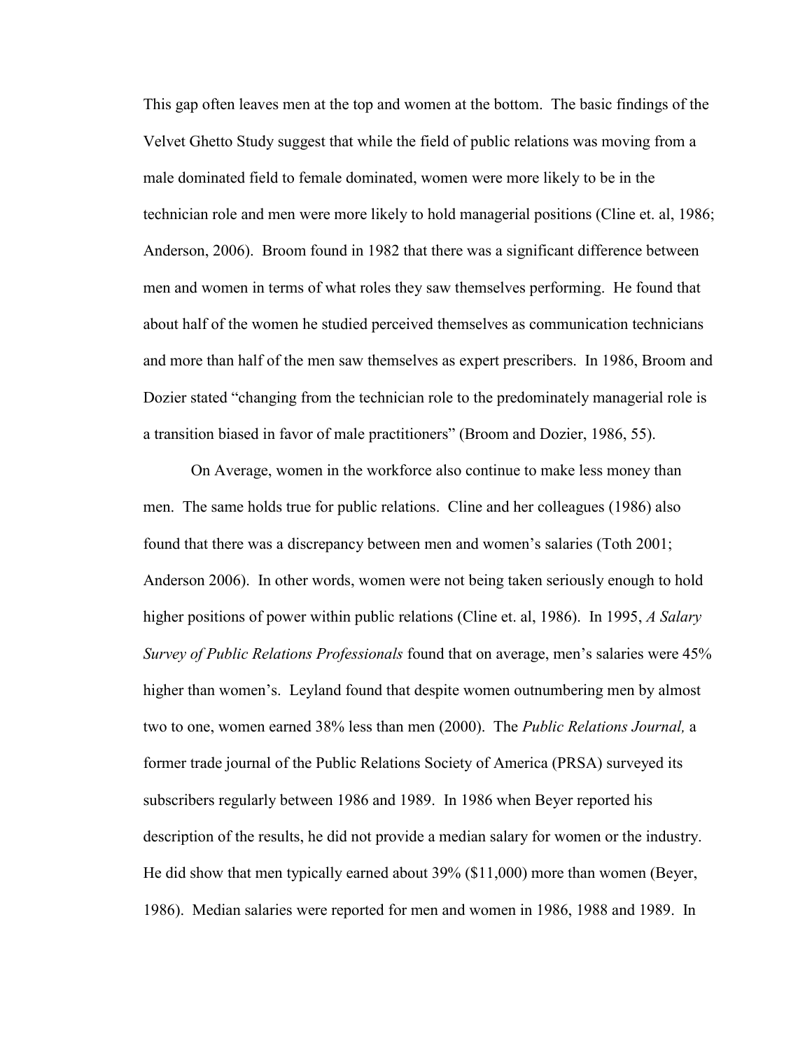This gap often leaves men at the top and women at the bottom. The basic findings of the Velvet Ghetto Study suggest that while the field of public relations was moving from a male dominated field to female dominated, women were more likely to be in the technician role and men were more likely to hold managerial positions (Cline et. al, 1986; Anderson, 2006). Broom found in 1982 that there was a significant difference between men and women in terms of what roles they saw themselves performing. He found that about half of the women he studied perceived themselves as communication technicians and more than half of the men saw themselves as expert prescribers. In 1986, Broom and Dozier stated "changing from the technician role to the predominately managerial role is a transition biased in favor of male practitioners" (Broom and Dozier, 1986, 55).

On Average, women in the workforce also continue to make less money than men. The same holds true for public relations. Cline and her colleagues (1986) also found that there was a discrepancy between men and women's salaries (Toth 2001; Anderson 2006). In other words, women were not being taken seriously enough to hold higher positions of power within public relations (Cline et. al, 1986). In 1995, *A Salary Survey of Public Relations Professionals* found that on average, men's salaries were 45% higher than women's. Leyland found that despite women outnumbering men by almost two to one, women earned 38% less than men (2000). The *Public Relations Journal,* a former trade journal of the Public Relations Society of America (PRSA) surveyed its subscribers regularly between 1986 and 1989. In 1986 when Beyer reported his description of the results, he did not provide a median salary for women or the industry. He did show that men typically earned about 39% ($11,000) more than women (Beyer, 1986). Median salaries were reported for men and women in 1986, 1988 and 1989. In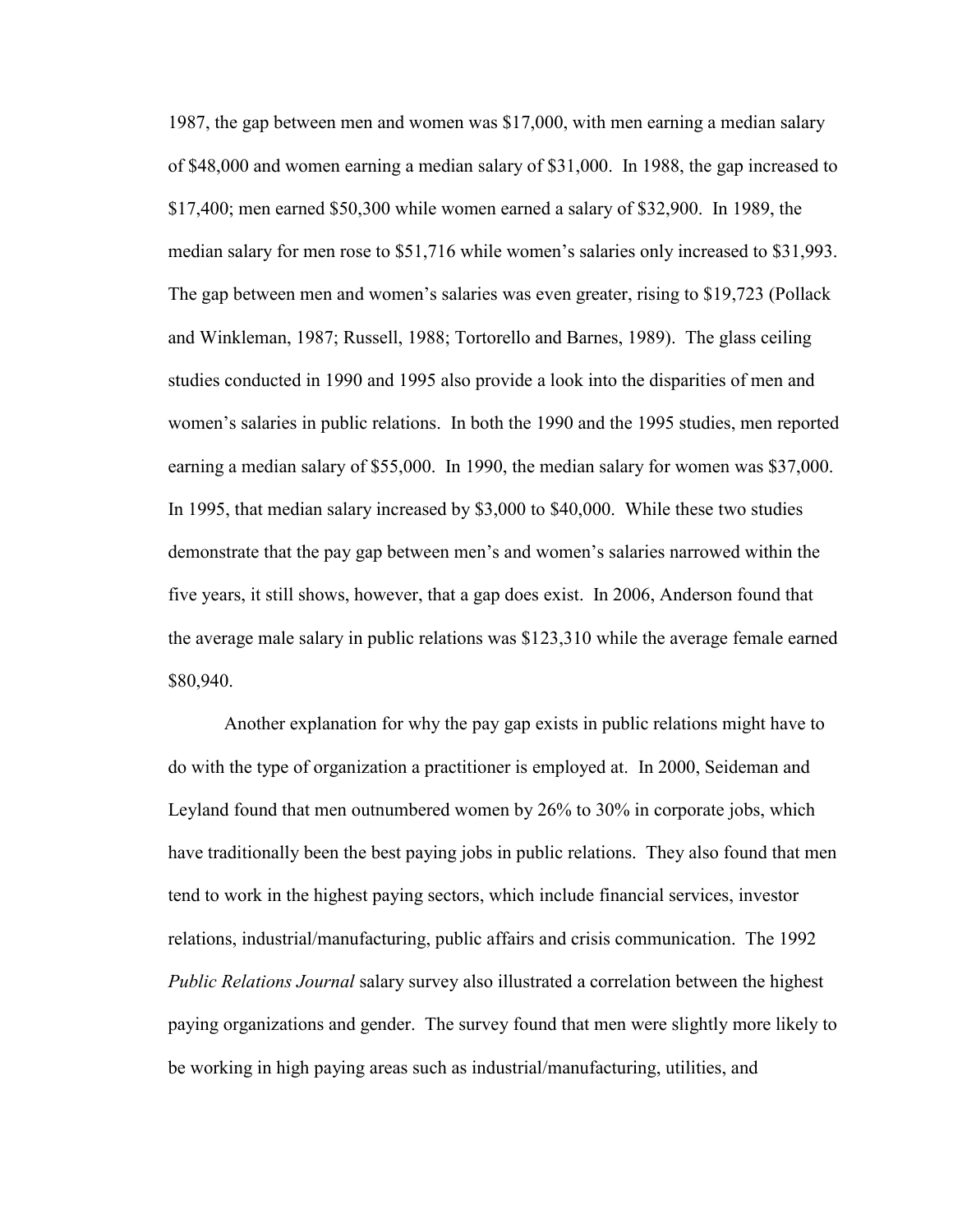1987, the gap between men and women was $17,000, with men earning a median salary of $48,000 and women earning a median salary of $31,000. In 1988, the gap increased to $17,400; men earned $50,300 while women earned a salary of $32,900. In 1989, the median salary for men rose to $51,716 while women's salaries only increased to $31,993. The gap between men and women's salaries was even greater, rising to $19,723 (Pollack and Winkleman, 1987; Russell, 1988; Tortorello and Barnes, 1989). The glass ceiling studies conducted in 1990 and 1995 also provide a look into the disparities of men and women's salaries in public relations. In both the 1990 and the 1995 studies, men reported earning a median salary of $55,000. In 1990, the median salary for women was $37,000. In 1995, that median salary increased by $3,000 to $40,000. While these two studies demonstrate that the pay gap between men's and women's salaries narrowed within the five years, it still shows, however, that a gap does exist. In 2006, Anderson found that the average male salary in public relations was $123,310 while the average female earned $80,940.

Another explanation for why the pay gap exists in public relations might have to do with the type of organization a practitioner is employed at. In 2000, Seideman and Leyland found that men outnumbered women by 26% to 30% in corporate jobs, which have traditionally been the best paying jobs in public relations. They also found that men tend to work in the highest paying sectors, which include financial services, investor relations, industrial/manufacturing, public affairs and crisis communication. The 1992 *Public Relations Journal* salary survey also illustrated a correlation between the highest paying organizations and gender. The survey found that men were slightly more likely to be working in high paying areas such as industrial/manufacturing, utilities, and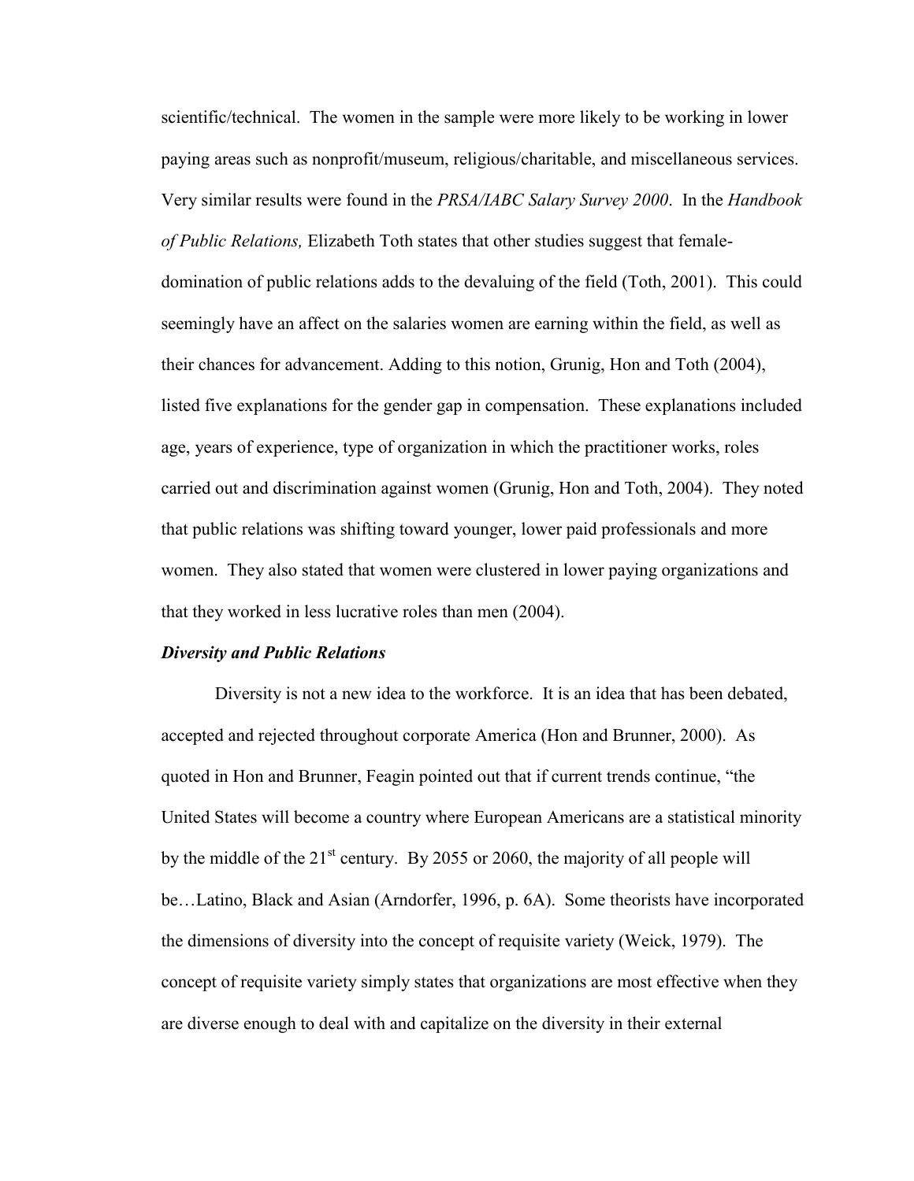scientific/technical. The women in the sample were more likely to be working in lower paying areas such as nonprofit/museum, religious/charitable, and miscellaneous services. Very similar results were found in the *PRSA/IABC Salary Survey 2000*. In the *Handbook of Public Relations,* Elizabeth Toth states that other studies suggest that female-domination of public relations adds to the devaluing of the field (Toth, 2001). This could seemingly have an affect on the salaries women are earning within the field, as well as their chances for advancement. Adding to this notion, Grunig, Hon and Toth (2004), listed five explanations for the gender gap in compensation. These explanations included age, years of experience, type of organization in which the practitioner works, roles carried out and discrimination against women (Grunig, Hon and Toth, 2004). They noted that public relations was shifting toward younger, lower paid professionals and more women. They also stated that women were clustered in lower paying organizations and that they worked in less lucrative roles than men (2004).

***Diversity and Public Relations***

Diversity is not a new idea to the workforce. It is an idea that has been debated, accepted and rejected throughout corporate America (Hon and Brunner, 2000). As quoted in Hon and Brunner, Feagin pointed out that if current trends continue, "the United States will become a country where European Americans are a statistical minority by the middle of the 21st century. By 2055 or 2060, the majority of all people will be…Latino, Black and Asian (Arndorfer, 1996, p. 6A). Some theorists have incorporated the dimensions of diversity into the concept of requisite variety (Weick, 1979). The concept of requisite variety simply states that organizations are most effective when they are diverse enough to deal with and capitalize on the diversity in their external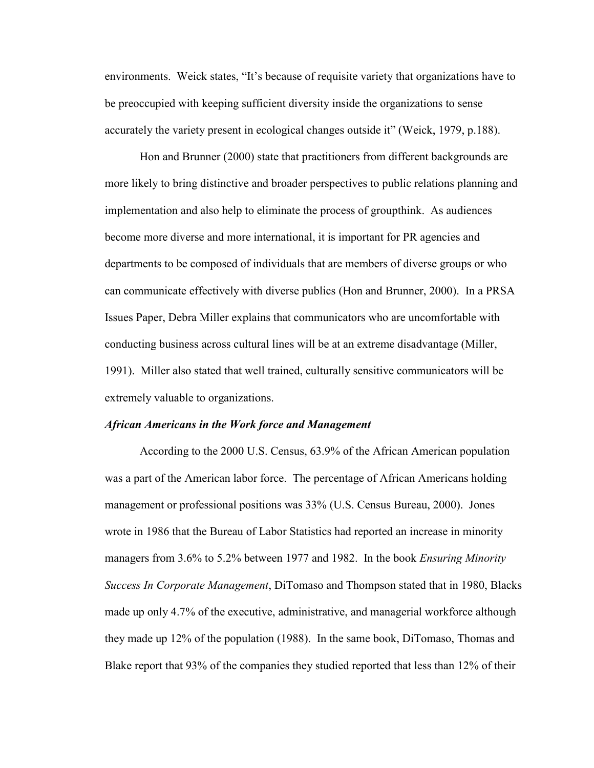environments. Weick states, "It's because of requisite variety that organizations have to be preoccupied with keeping sufficient diversity inside the organizations to sense accurately the variety present in ecological changes outside it" (Weick, 1979, p.188).

Hon and Brunner (2000) state that practitioners from different backgrounds are more likely to bring distinctive and broader perspectives to public relations planning and implementation and also help to eliminate the process of groupthink. As audiences become more diverse and more international, it is important for PR agencies and departments to be composed of individuals that are members of diverse groups or who can communicate effectively with diverse publics (Hon and Brunner, 2000). In a PRSA Issues Paper, Debra Miller explains that communicators who are uncomfortable with conducting business across cultural lines will be at an extreme disadvantage (Miller, 1991). Miller also stated that well trained, culturally sensitive communicators will be extremely valuable to organizations.

### *African Americans in the Work force and Management*

According to the 2000 U.S. Census, 63.9% of the African American population was a part of the American labor force. The percentage of African Americans holding management or professional positions was 33% (U.S. Census Bureau, 2000). Jones wrote in 1986 that the Bureau of Labor Statistics had reported an increase in minority managers from 3.6% to 5.2% between 1977 and 1982. In the book *Ensuring Minority Success In Corporate Management*, DiTomaso and Thompson stated that in 1980, Blacks made up only 4.7% of the executive, administrative, and managerial workforce although they made up 12% of the population (1988). In the same book, DiTomaso, Thomas and Blake report that 93% of the companies they studied reported that less than 12% of their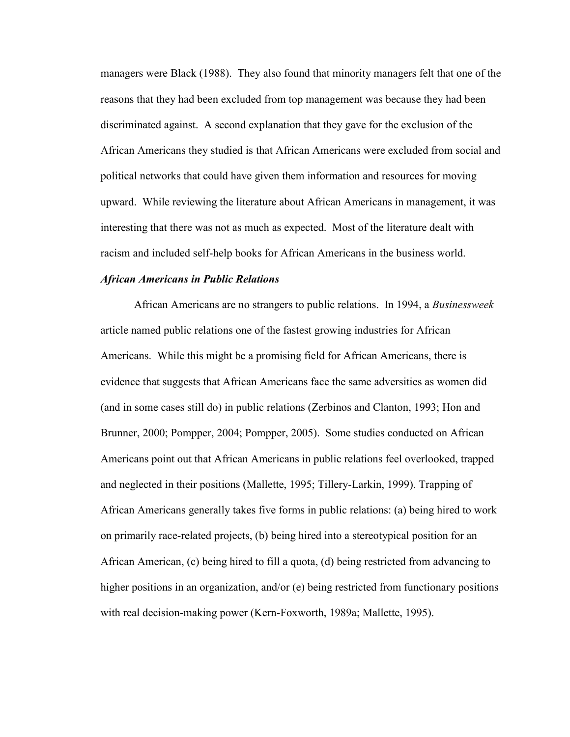managers were Black (1988). They also found that minority managers felt that one of the reasons that they had been excluded from top management was because they had been discriminated against. A second explanation that they gave for the exclusion of the African Americans they studied is that African Americans were excluded from social and political networks that could have given them information and resources for moving upward. While reviewing the literature about African Americans in management, it was interesting that there was not as much as expected. Most of the literature dealt with racism and included self-help books for African Americans in the business world.

***African Americans in Public Relations***

African Americans are no strangers to public relations. In 1994, a *Businessweek* article named public relations one of the fastest growing industries for African Americans. While this might be a promising field for African Americans, there is evidence that suggests that African Americans face the same adversities as women did (and in some cases still do) in public relations (Zerbinos and Clanton, 1993; Hon and Brunner, 2000; Pompper, 2004; Pompper, 2005). Some studies conducted on African Americans point out that African Americans in public relations feel overlooked, trapped and neglected in their positions (Mallette, 1995; Tillery-Larkin, 1999). Trapping of African Americans generally takes five forms in public relations: (a) being hired to work on primarily race-related projects, (b) being hired into a stereotypical position for an African American, (c) being hired to fill a quota, (d) being restricted from advancing to higher positions in an organization, and/or (e) being restricted from functionary positions with real decision-making power (Kern-Foxworth, 1989a; Mallette, 1995).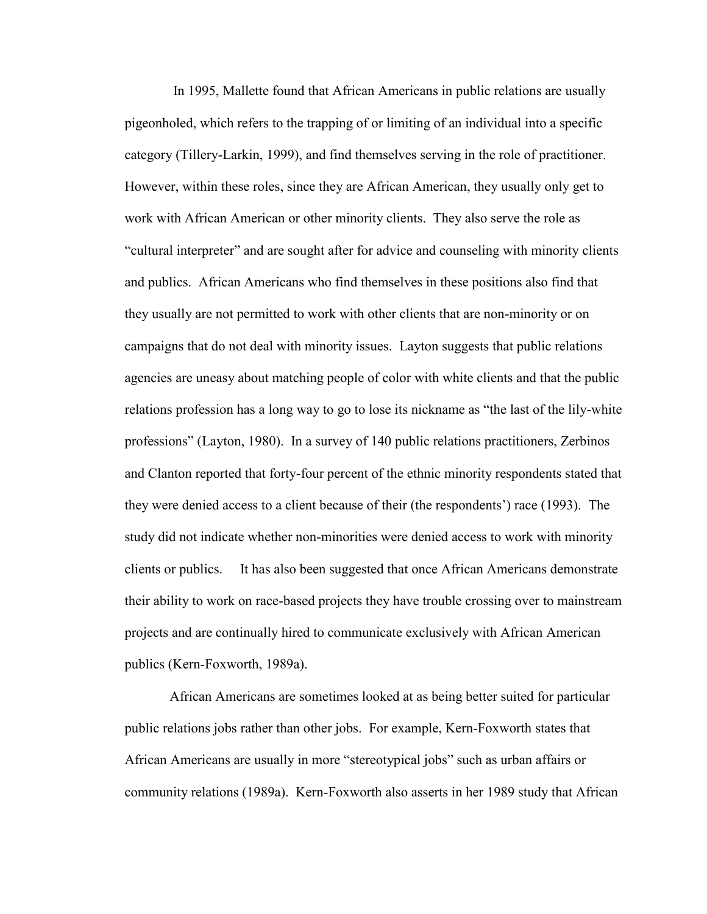In 1995, Mallette found that African Americans in public relations are usually pigeonholed, which refers to the trapping of or limiting of an individual into a specific category (Tillery-Larkin, 1999), and find themselves serving in the role of practitioner. However, within these roles, since they are African American, they usually only get to work with African American or other minority clients. They also serve the role as "cultural interpreter" and are sought after for advice and counseling with minority clients and publics. African Americans who find themselves in these positions also find that they usually are not permitted to work with other clients that are non-minority or on campaigns that do not deal with minority issues. Layton suggests that public relations agencies are uneasy about matching people of color with white clients and that the public relations profession has a long way to go to lose its nickname as "the last of the lily-white professions" (Layton, 1980). In a survey of 140 public relations practitioners, Zerbinos and Clanton reported that forty-four percent of the ethnic minority respondents stated that they were denied access to a client because of their (the respondents') race (1993). The study did not indicate whether non-minorities were denied access to work with minority clients or publics. It has also been suggested that once African Americans demonstrate their ability to work on race-based projects they have trouble crossing over to mainstream projects and are continually hired to communicate exclusively with African American publics (Kern-Foxworth, 1989a).

African Americans are sometimes looked at as being better suited for particular public relations jobs rather than other jobs. For example, Kern-Foxworth states that African Americans are usually in more "stereotypical jobs" such as urban affairs or community relations (1989a). Kern-Foxworth also asserts in her 1989 study that African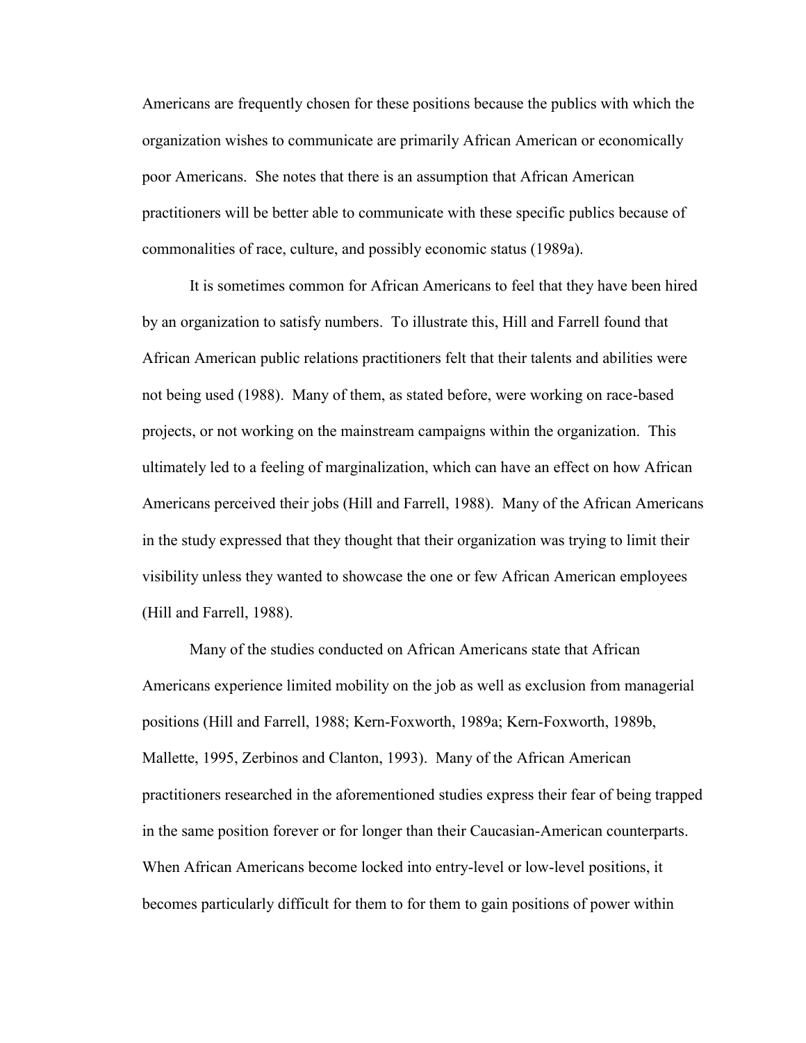Americans are frequently chosen for these positions because the publics with which the organization wishes to communicate are primarily African American or economically poor Americans. She notes that there is an assumption that African American practitioners will be better able to communicate with these specific publics because of commonalities of race, culture, and possibly economic status (1989a).

It is sometimes common for African Americans to feel that they have been hired by an organization to satisfy numbers. To illustrate this, Hill and Farrell found that African American public relations practitioners felt that their talents and abilities were not being used (1988). Many of them, as stated before, were working on race-based projects, or not working on the mainstream campaigns within the organization. This ultimately led to a feeling of marginalization, which can have an effect on how African Americans perceived their jobs (Hill and Farrell, 1988). Many of the African Americans in the study expressed that they thought that their organization was trying to limit their visibility unless they wanted to showcase the one or few African American employees (Hill and Farrell, 1988).

Many of the studies conducted on African Americans state that African Americans experience limited mobility on the job as well as exclusion from managerial positions (Hill and Farrell, 1988; Kern-Foxworth, 1989a; Kern-Foxworth, 1989b, Mallette, 1995, Zerbinos and Clanton, 1993). Many of the African American practitioners researched in the aforementioned studies express their fear of being trapped in the same position forever or for longer than their Caucasian-American counterparts. When African Americans become locked into entry-level or low-level positions, it becomes particularly difficult for them to for them to gain positions of power within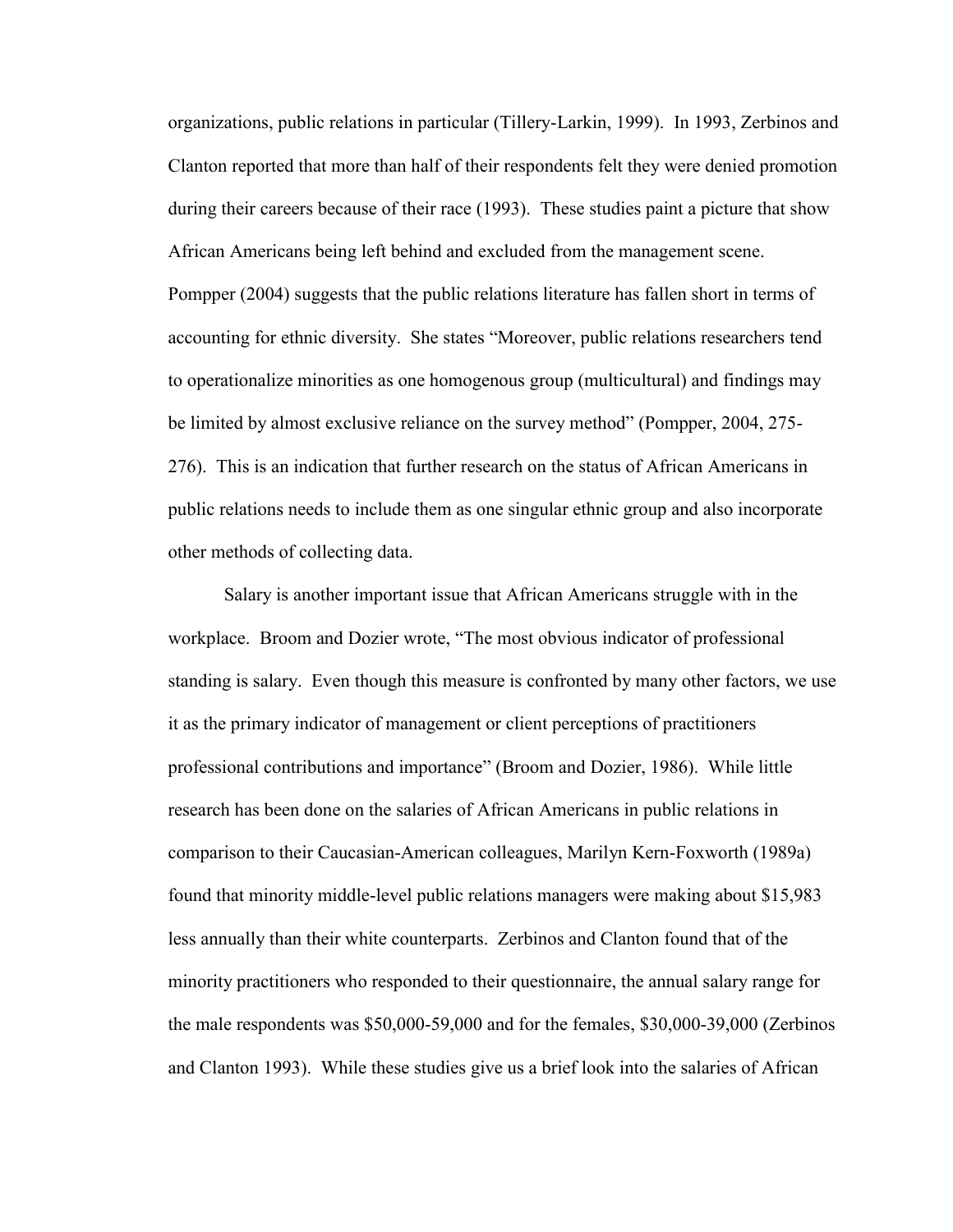organizations, public relations in particular (Tillery-Larkin, 1999). In 1993, Zerbinos and Clanton reported that more than half of their respondents felt they were denied promotion during their careers because of their race (1993). These studies paint a picture that show African Americans being left behind and excluded from the management scene. Pompper (2004) suggests that the public relations literature has fallen short in terms of accounting for ethnic diversity. She states "Moreover, public relations researchers tend to operationalize minorities as one homogenous group (multicultural) and findings may be limited by almost exclusive reliance on the survey method" (Pompper, 2004, 275-276). This is an indication that further research on the status of African Americans in public relations needs to include them as one singular ethnic group and also incorporate other methods of collecting data.

Salary is another important issue that African Americans struggle with in the workplace. Broom and Dozier wrote, "The most obvious indicator of professional standing is salary. Even though this measure is confronted by many other factors, we use it as the primary indicator of management or client perceptions of practitioners professional contributions and importance" (Broom and Dozier, 1986). While little research has been done on the salaries of African Americans in public relations in comparison to their Caucasian-American colleagues, Marilyn Kern-Foxworth (1989a) found that minority middle-level public relations managers were making about $15,983 less annually than their white counterparts. Zerbinos and Clanton found that of the minority practitioners who responded to their questionnaire, the annual salary range for the male respondents was $50,000-59,000 and for the females, $30,000-39,000 (Zerbinos and Clanton 1993). While these studies give us a brief look into the salaries of African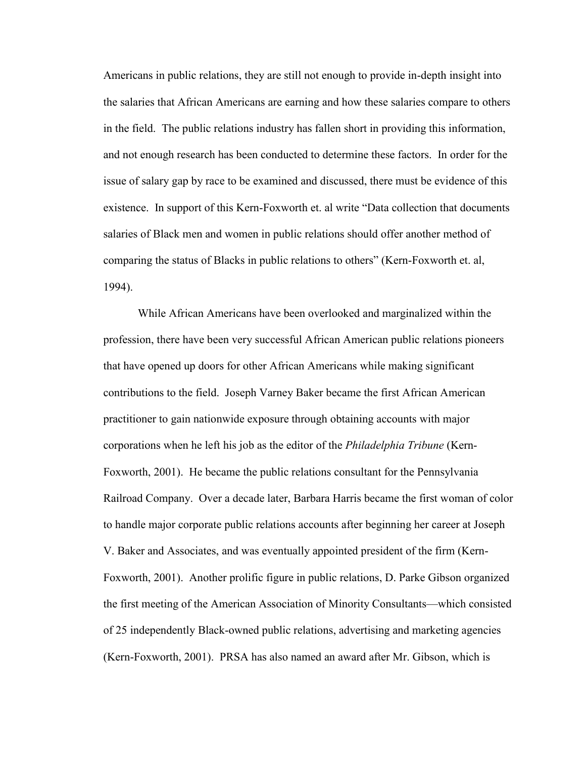Americans in public relations, they are still not enough to provide in-depth insight into the salaries that African Americans are earning and how these salaries compare to others in the field. The public relations industry has fallen short in providing this information, and not enough research has been conducted to determine these factors. In order for the issue of salary gap by race to be examined and discussed, there must be evidence of this existence. In support of this Kern-Foxworth et. al write "Data collection that documents salaries of Black men and women in public relations should offer another method of comparing the status of Blacks in public relations to others" (Kern-Foxworth et. al, 1994).

While African Americans have been overlooked and marginalized within the profession, there have been very successful African American public relations pioneers that have opened up doors for other African Americans while making significant contributions to the field. Joseph Varney Baker became the first African American practitioner to gain nationwide exposure through obtaining accounts with major corporations when he left his job as the editor of the *Philadelphia Tribune* (Kern-Foxworth, 2001). He became the public relations consultant for the Pennsylvania Railroad Company. Over a decade later, Barbara Harris became the first woman of color to handle major corporate public relations accounts after beginning her career at Joseph V. Baker and Associates, and was eventually appointed president of the firm (Kern-Foxworth, 2001). Another prolific figure in public relations, D. Parke Gibson organized the first meeting of the American Association of Minority Consultants—which consisted of 25 independently Black-owned public relations, advertising and marketing agencies (Kern-Foxworth, 2001). PRSA has also named an award after Mr. Gibson, which is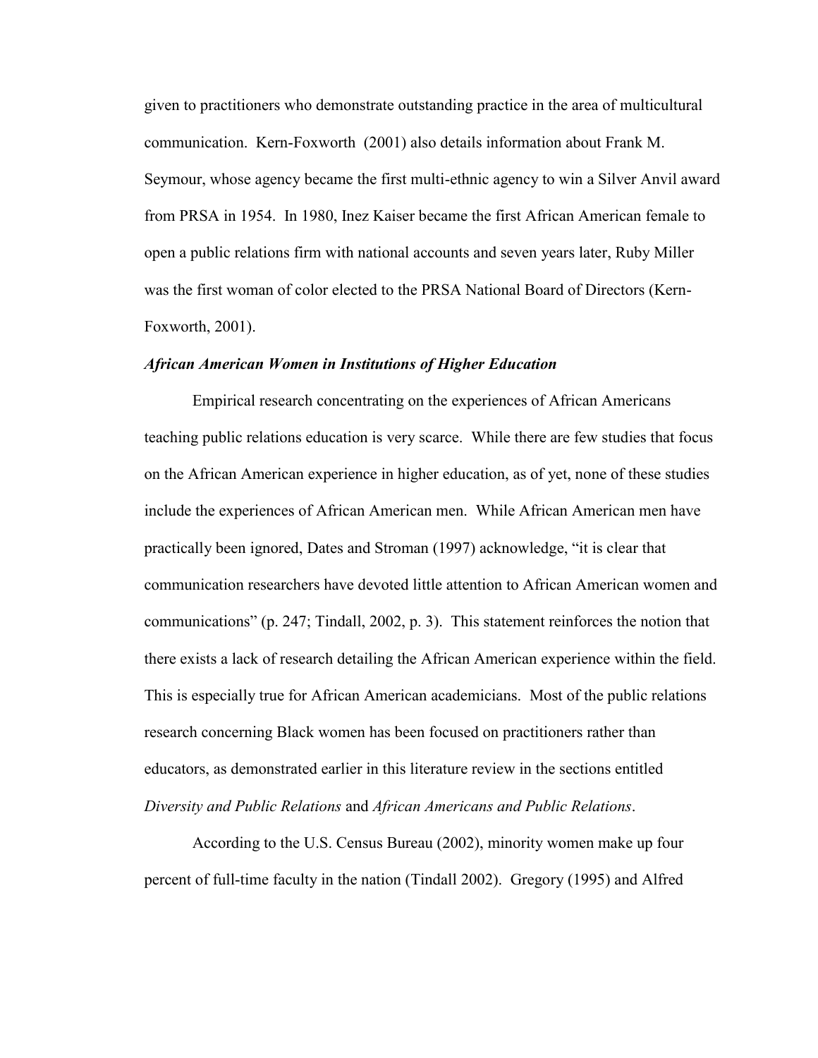given to practitioners who demonstrate outstanding practice in the area of multicultural communication. Kern-Foxworth (2001) also details information about Frank M. Seymour, whose agency became the first multi-ethnic agency to win a Silver Anvil award from PRSA in 1954. In 1980, Inez Kaiser became the first African American female to open a public relations firm with national accounts and seven years later, Ruby Miller was the first woman of color elected to the PRSA National Board of Directors (Kern-Foxworth, 2001).

### *African American Women in Institutions of Higher Education*

Empirical research concentrating on the experiences of African Americans teaching public relations education is very scarce. While there are few studies that focus on the African American experience in higher education, as of yet, none of these studies include the experiences of African American men. While African American men have practically been ignored, Dates and Stroman (1997) acknowledge, "it is clear that communication researchers have devoted little attention to African American women and communications" (p. 247; Tindall, 2002, p. 3). This statement reinforces the notion that there exists a lack of research detailing the African American experience within the field. This is especially true for African American academicians. Most of the public relations research concerning Black women has been focused on practitioners rather than educators, as demonstrated earlier in this literature review in the sections entitled *Diversity and Public Relations* and *African Americans and Public Relations*.

According to the U.S. Census Bureau (2002), minority women make up four percent of full-time faculty in the nation (Tindall 2002). Gregory (1995) and Alfred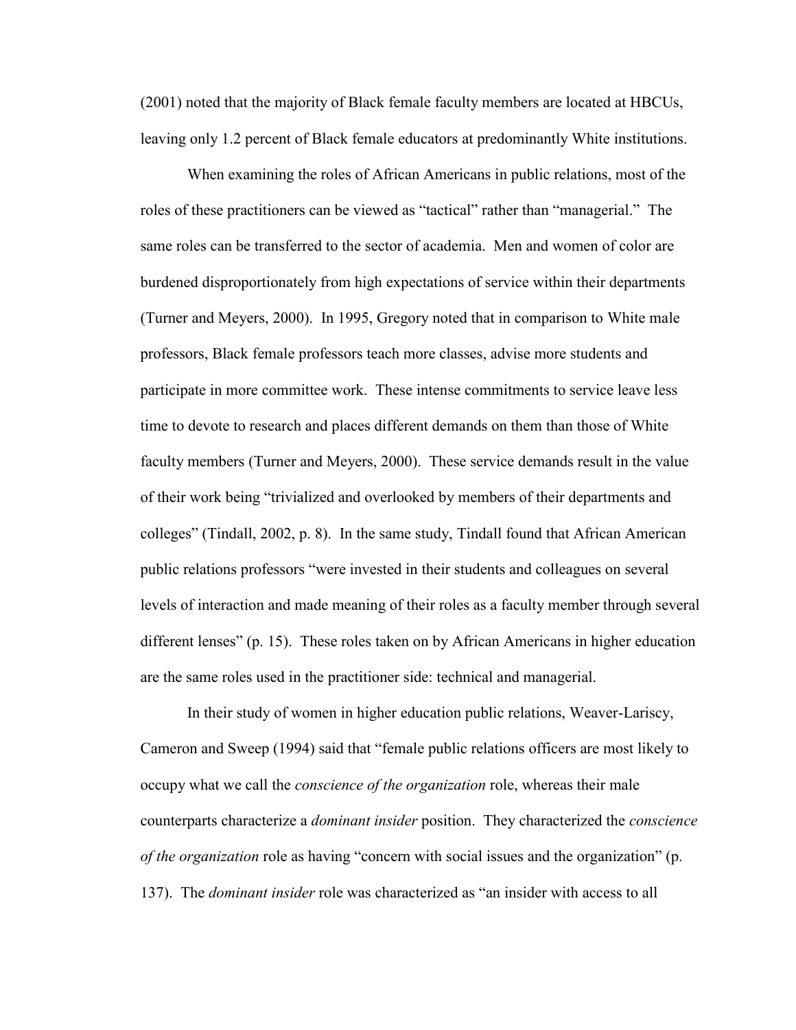(2001) noted that the majority of Black female faculty members are located at HBCUs, leaving only 1.2 percent of Black female educators at predominantly White institutions.

When examining the roles of African Americans in public relations, most of the roles of these practitioners can be viewed as "tactical" rather than "managerial." The same roles can be transferred to the sector of academia. Men and women of color are burdened disproportionately from high expectations of service within their departments (Turner and Meyers, 2000). In 1995, Gregory noted that in comparison to White male professors, Black female professors teach more classes, advise more students and participate in more committee work. These intense commitments to service leave less time to devote to research and places different demands on them than those of White faculty members (Turner and Meyers, 2000). These service demands result in the value of their work being "trivialized and overlooked by members of their departments and colleges" (Tindall, 2002, p. 8). In the same study, Tindall found that African American public relations professors "were invested in their students and colleagues on several levels of interaction and made meaning of their roles as a faculty member through several different lenses" (p. 15). These roles taken on by African Americans in higher education are the same roles used in the practitioner side: technical and managerial.

In their study of women in higher education public relations, Weaver-Lariscy, Cameron and Sweep (1994) said that "female public relations officers are most likely to occupy what we call the *conscience of the organization* role, whereas their male counterparts characterize a *dominant insider* position. They characterized the *conscience of the organization* role as having "concern with social issues and the organization" (p. 137). The *dominant insider* role was characterized as "an insider with access to all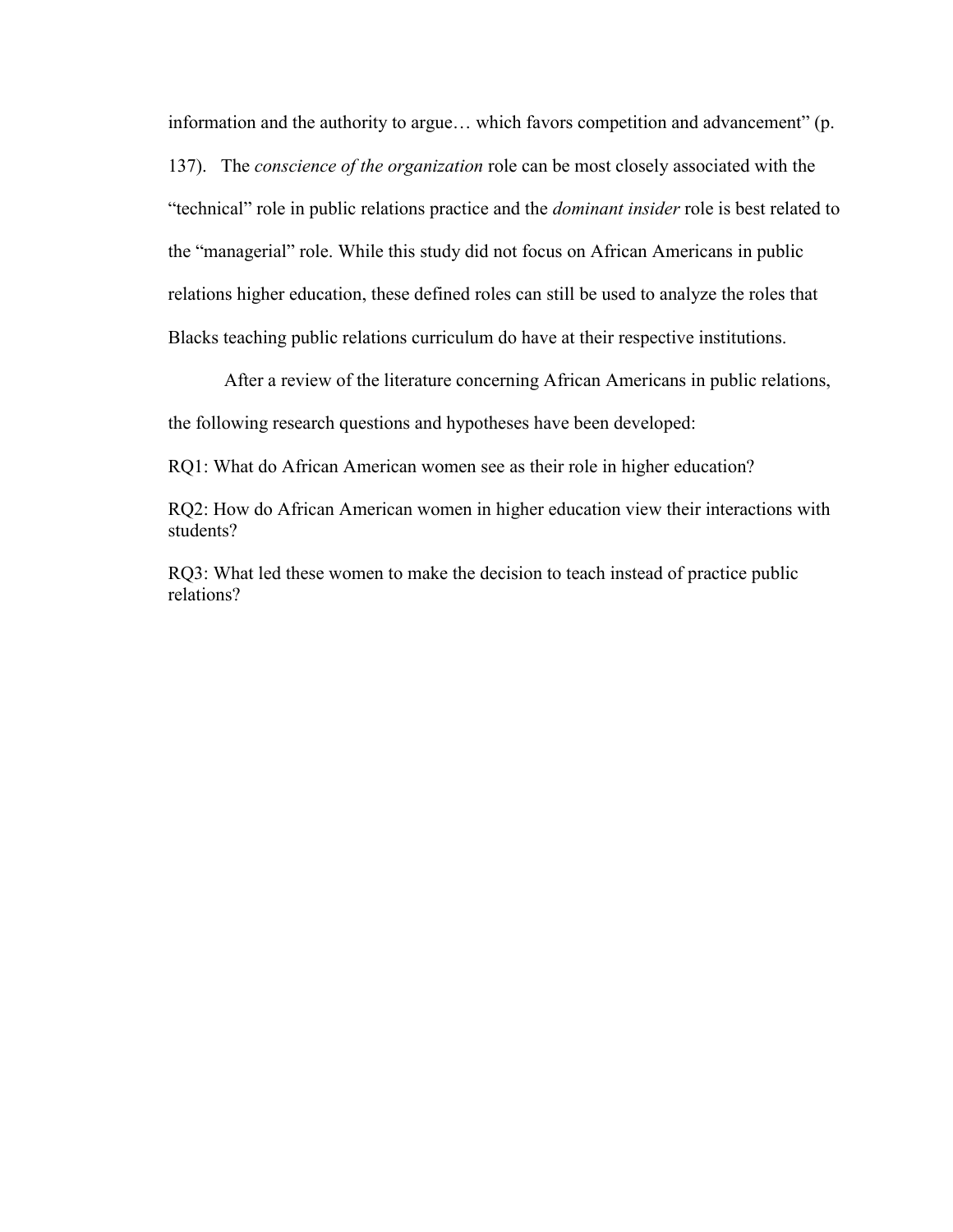information and the authority to argue… which favors competition and advancement" (p. 137). The *conscience of the organization* role can be most closely associated with the "technical" role in public relations practice and the *dominant insider* role is best related to the "managerial" role. While this study did not focus on African Americans in public relations higher education, these defined roles can still be used to analyze the roles that Blacks teaching public relations curriculum do have at their respective institutions.

After a review of the literature concerning African Americans in public relations, the following research questions and hypotheses have been developed:

RQ1: What do African American women see as their role in higher education?

RQ2: How do African American women in higher education view their interactions with students?

RQ3: What led these women to make the decision to teach instead of practice public relations?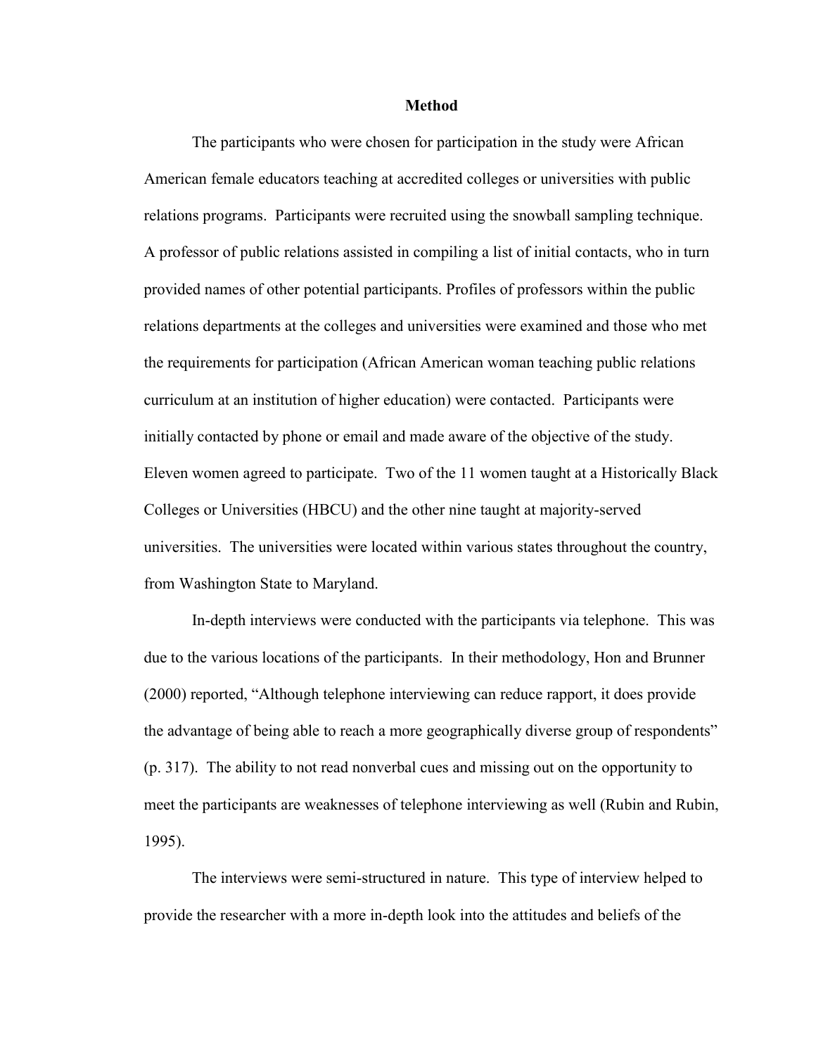**Method**

The participants who were chosen for participation in the study were African American female educators teaching at accredited colleges or universities with public relations programs. Participants were recruited using the snowball sampling technique. A professor of public relations assisted in compiling a list of initial contacts, who in turn provided names of other potential participants. Profiles of professors within the public relations departments at the colleges and universities were examined and those who met the requirements for participation (African American woman teaching public relations curriculum at an institution of higher education) were contacted. Participants were initially contacted by phone or email and made aware of the objective of the study. Eleven women agreed to participate. Two of the 11 women taught at a Historically Black Colleges or Universities (HBCU) and the other nine taught at majority-served universities. The universities were located within various states throughout the country, from Washington State to Maryland.

In-depth interviews were conducted with the participants via telephone. This was due to the various locations of the participants. In their methodology, Hon and Brunner (2000) reported, "Although telephone interviewing can reduce rapport, it does provide the advantage of being able to reach a more geographically diverse group of respondents" (p. 317). The ability to not read nonverbal cues and missing out on the opportunity to meet the participants are weaknesses of telephone interviewing as well (Rubin and Rubin, 1995).

The interviews were semi-structured in nature. This type of interview helped to provide the researcher with a more in-depth look into the attitudes and beliefs of the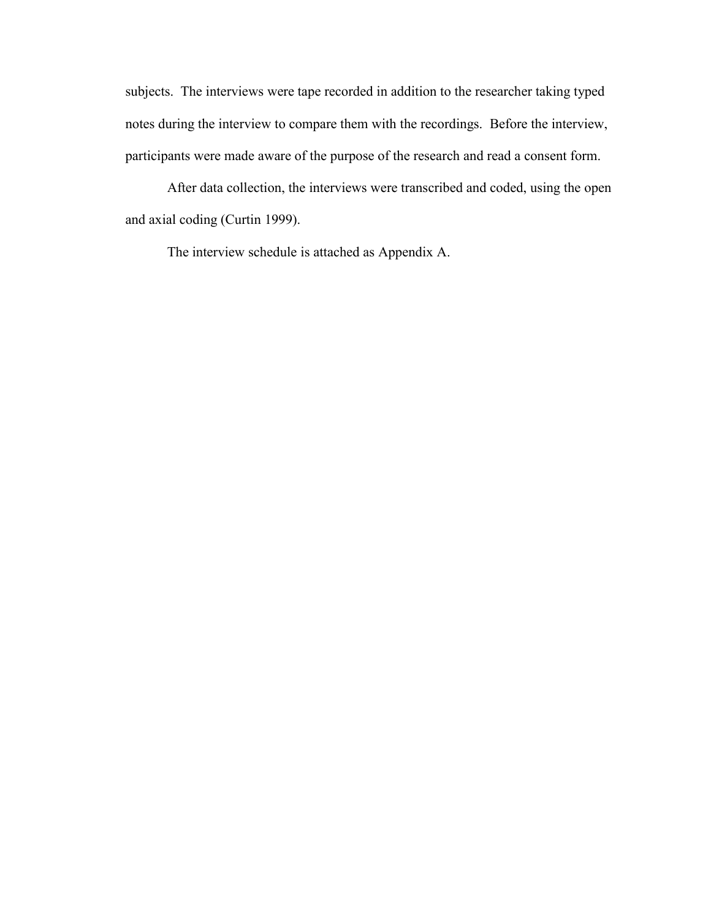subjects. The interviews were tape recorded in addition to the researcher taking typed notes during the interview to compare them with the recordings. Before the interview, participants were made aware of the purpose of the research and read a consent form.

After data collection, the interviews were transcribed and coded, using the open and axial coding (Curtin 1999).

The interview schedule is attached as Appendix A.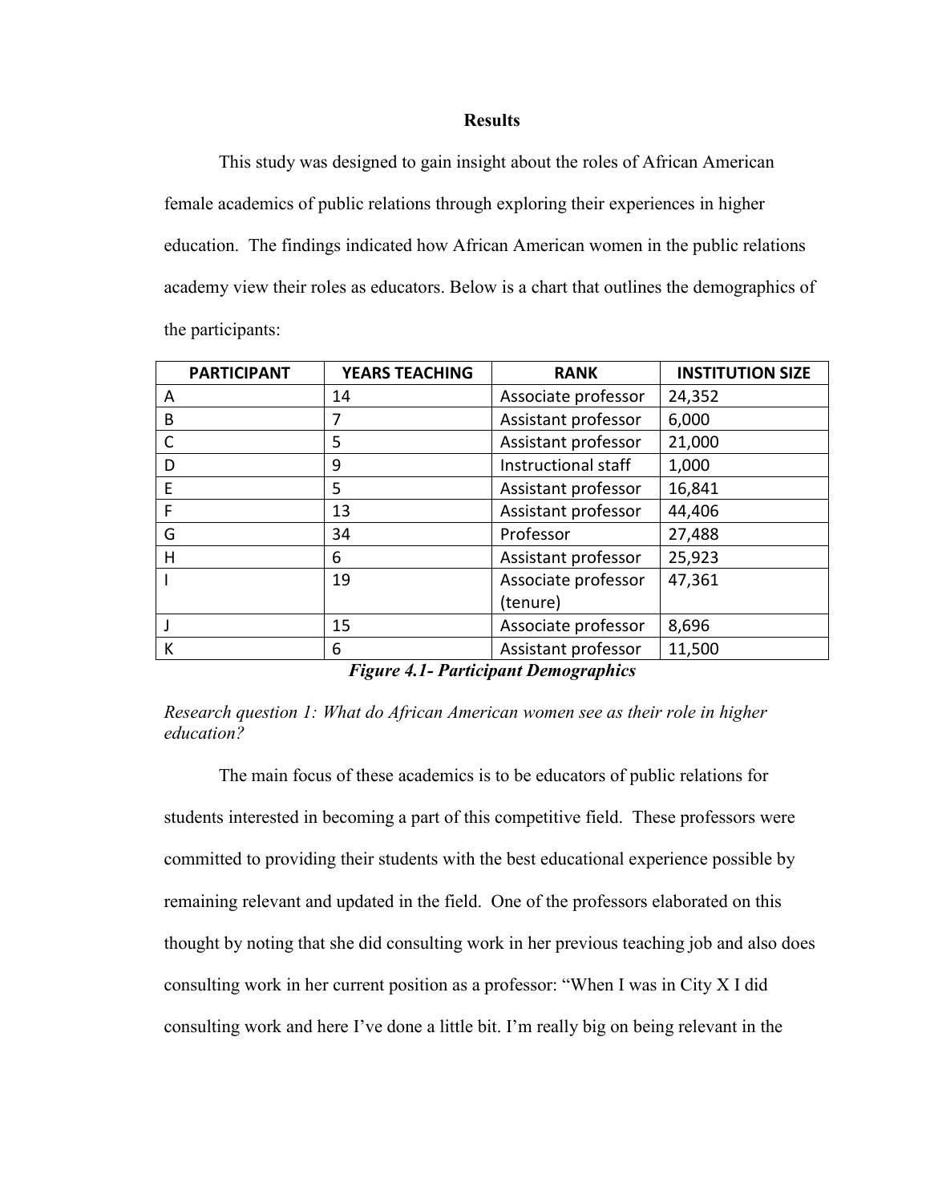## Results

This study was designed to gain insight about the roles of African American female academics of public relations through exploring their experiences in higher education. The findings indicated how African American women in the public relations academy view their roles as educators. Below is a chart that outlines the demographics of the participants:

| PARTICIPANT | YEARS TEACHING | RANK | INSTITUTION SIZE |
|---|---|---|---|
| A | 14 | Associate professor | 24,352 |
| B | 7 | Assistant professor | 6,000 |
| C | 5 | Assistant professor | 21,000 |
| D | 9 | Instructional staff | 1,000 |
| E | 5 | Assistant professor | 16,841 |
| F | 13 | Assistant professor | 44,406 |
| G | 34 | Professor | 27,488 |
| H | 6 | Assistant professor | 25,923 |
| I | 19 | Associate professor (tenure) | 47,361 |
| J | 15 | Associate professor | 8,696 |
| K | 6 | Assistant professor | 11,500 |

***Figure 4.1- Participant Demographics***

*Research question 1: What do African American women see as their role in higher education?*

The main focus of these academics is to be educators of public relations for students interested in becoming a part of this competitive field. These professors were committed to providing their students with the best educational experience possible by remaining relevant and updated in the field. One of the professors elaborated on this thought by noting that she did consulting work in her previous teaching job and also does consulting work in her current position as a professor: "When I was in City X I did consulting work and here I've done a little bit. I'm really big on being relevant in the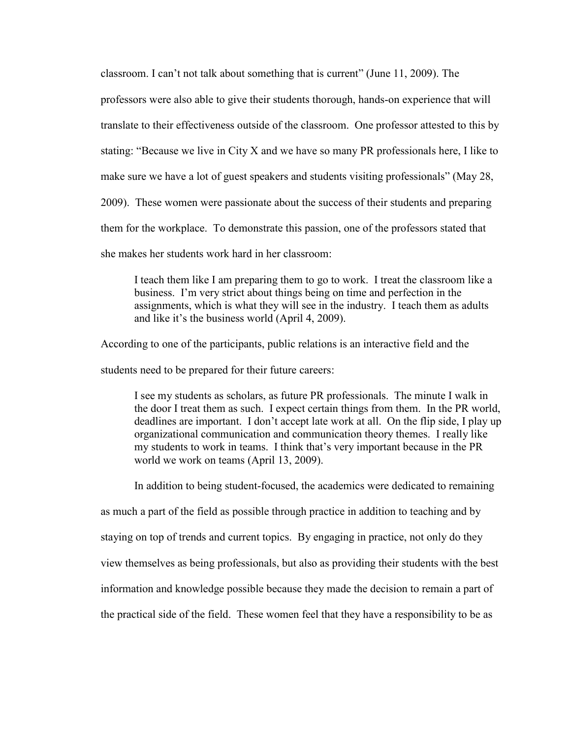classroom. I can't not talk about something that is current" (June 11, 2009). The professors were also able to give their students thorough, hands-on experience that will translate to their effectiveness outside of the classroom. One professor attested to this by stating: "Because we live in City X and we have so many PR professionals here, I like to make sure we have a lot of guest speakers and students visiting professionals" (May 28, 2009). These women were passionate about the success of their students and preparing them for the workplace. To demonstrate this passion, one of the professors stated that she makes her students work hard in her classroom:

> I teach them like I am preparing them to go to work. I treat the classroom like a business. I'm very strict about things being on time and perfection in the assignments, which is what they will see in the industry. I teach them as adults and like it's the business world (April 4, 2009).

According to one of the participants, public relations is an interactive field and the students need to be prepared for their future careers:

> I see my students as scholars, as future PR professionals. The minute I walk in the door I treat them as such. I expect certain things from them. In the PR world, deadlines are important. I don't accept late work at all. On the flip side, I play up organizational communication and communication theory themes. I really like my students to work in teams. I think that's very important because in the PR world we work on teams (April 13, 2009).

In addition to being student-focused, the academics were dedicated to remaining as much a part of the field as possible through practice in addition to teaching and by staying on top of trends and current topics. By engaging in practice, not only do they view themselves as being professionals, but also as providing their students with the best information and knowledge possible because they made the decision to remain a part of the practical side of the field. These women feel that they have a responsibility to be as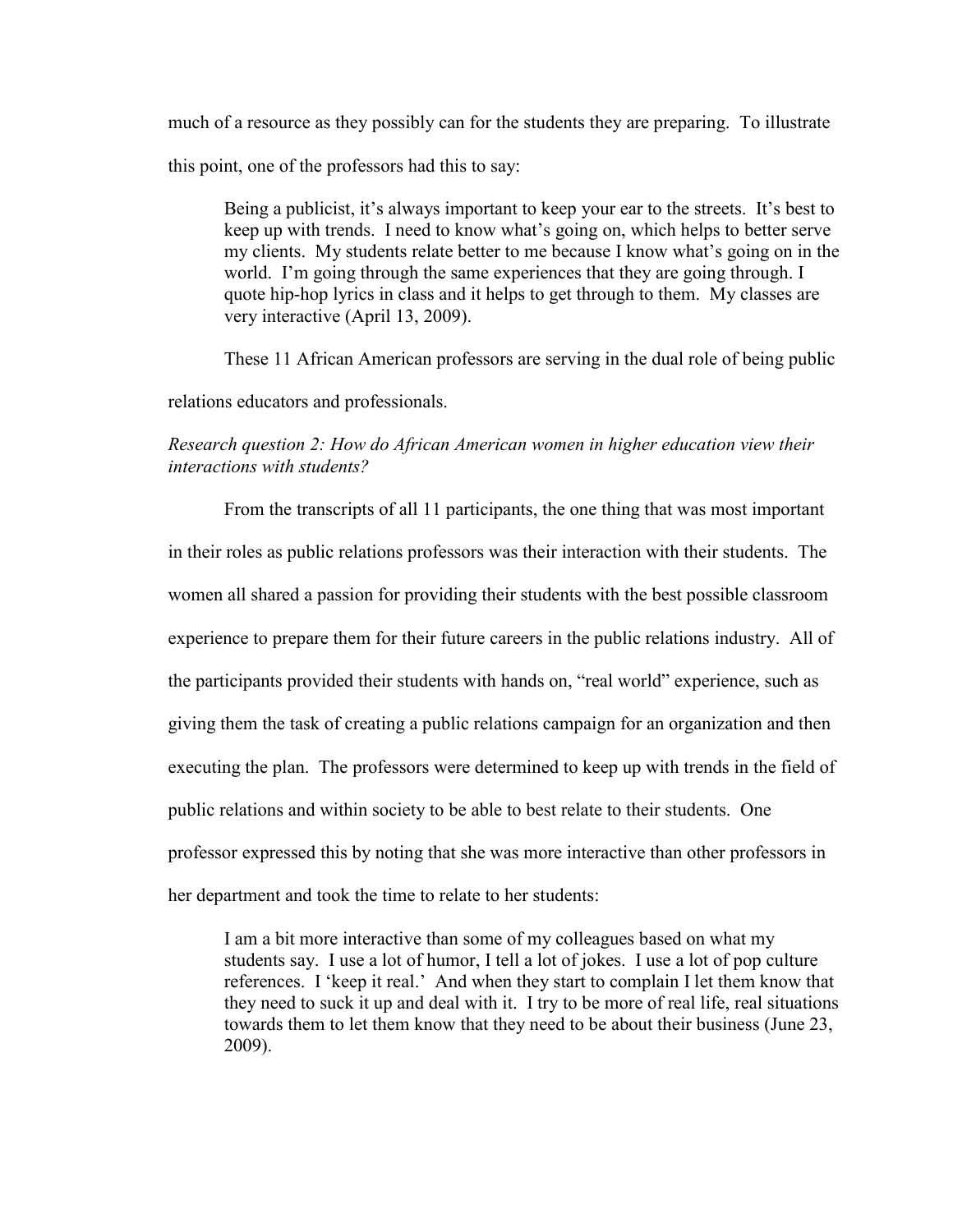much of a resource as they possibly can for the students they are preparing. To illustrate this point, one of the professors had this to say:

> Being a publicist, it's always important to keep your ear to the streets. It's best to keep up with trends. I need to know what's going on, which helps to better serve my clients. My students relate better to me because I know what's going on in the world. I'm going through the same experiences that they are going through. I quote hip-hop lyrics in class and it helps to get through to them. My classes are very interactive (April 13, 2009).

These 11 African American professors are serving in the dual role of being public relations educators and professionals.

*Research question 2: How do African American women in higher education view their interactions with students?*

From the transcripts of all 11 participants, the one thing that was most important in their roles as public relations professors was their interaction with their students. The women all shared a passion for providing their students with the best possible classroom experience to prepare them for their future careers in the public relations industry. All of the participants provided their students with hands on, "real world" experience, such as giving them the task of creating a public relations campaign for an organization and then executing the plan. The professors were determined to keep up with trends in the field of public relations and within society to be able to best relate to their students. One professor expressed this by noting that she was more interactive than other professors in her department and took the time to relate to her students:

> I am a bit more interactive than some of my colleagues based on what my students say. I use a lot of humor, I tell a lot of jokes. I use a lot of pop culture references. I 'keep it real.' And when they start to complain I let them know that they need to suck it up and deal with it. I try to be more of real life, real situations towards them to let them know that they need to be about their business (June 23, 2009).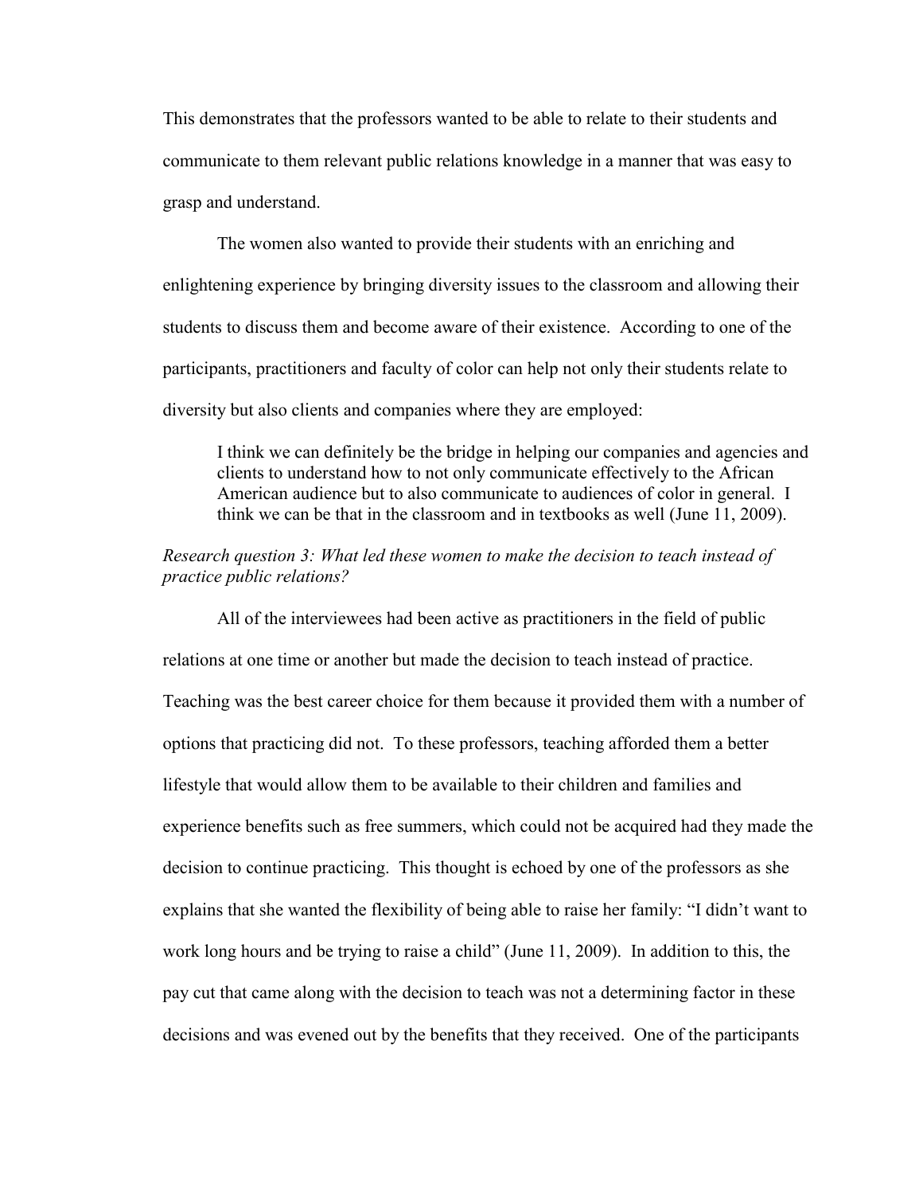This demonstrates that the professors wanted to be able to relate to their students and communicate to them relevant public relations knowledge in a manner that was easy to grasp and understand.

The women also wanted to provide their students with an enriching and enlightening experience by bringing diversity issues to the classroom and allowing their students to discuss them and become aware of their existence. According to one of the participants, practitioners and faculty of color can help not only their students relate to diversity but also clients and companies where they are employed:

> I think we can definitely be the bridge in helping our companies and agencies and clients to understand how to not only communicate effectively to the African American audience but to also communicate to audiences of color in general. I think we can be that in the classroom and in textbooks as well (June 11, 2009).

*Research question 3: What led these women to make the decision to teach instead of practice public relations?*

All of the interviewees had been active as practitioners in the field of public relations at one time or another but made the decision to teach instead of practice. Teaching was the best career choice for them because it provided them with a number of options that practicing did not. To these professors, teaching afforded them a better lifestyle that would allow them to be available to their children and families and experience benefits such as free summers, which could not be acquired had they made the decision to continue practicing. This thought is echoed by one of the professors as she explains that she wanted the flexibility of being able to raise her family: "I didn't want to work long hours and be trying to raise a child" (June 11, 2009). In addition to this, the pay cut that came along with the decision to teach was not a determining factor in these decisions and was evened out by the benefits that they received. One of the participants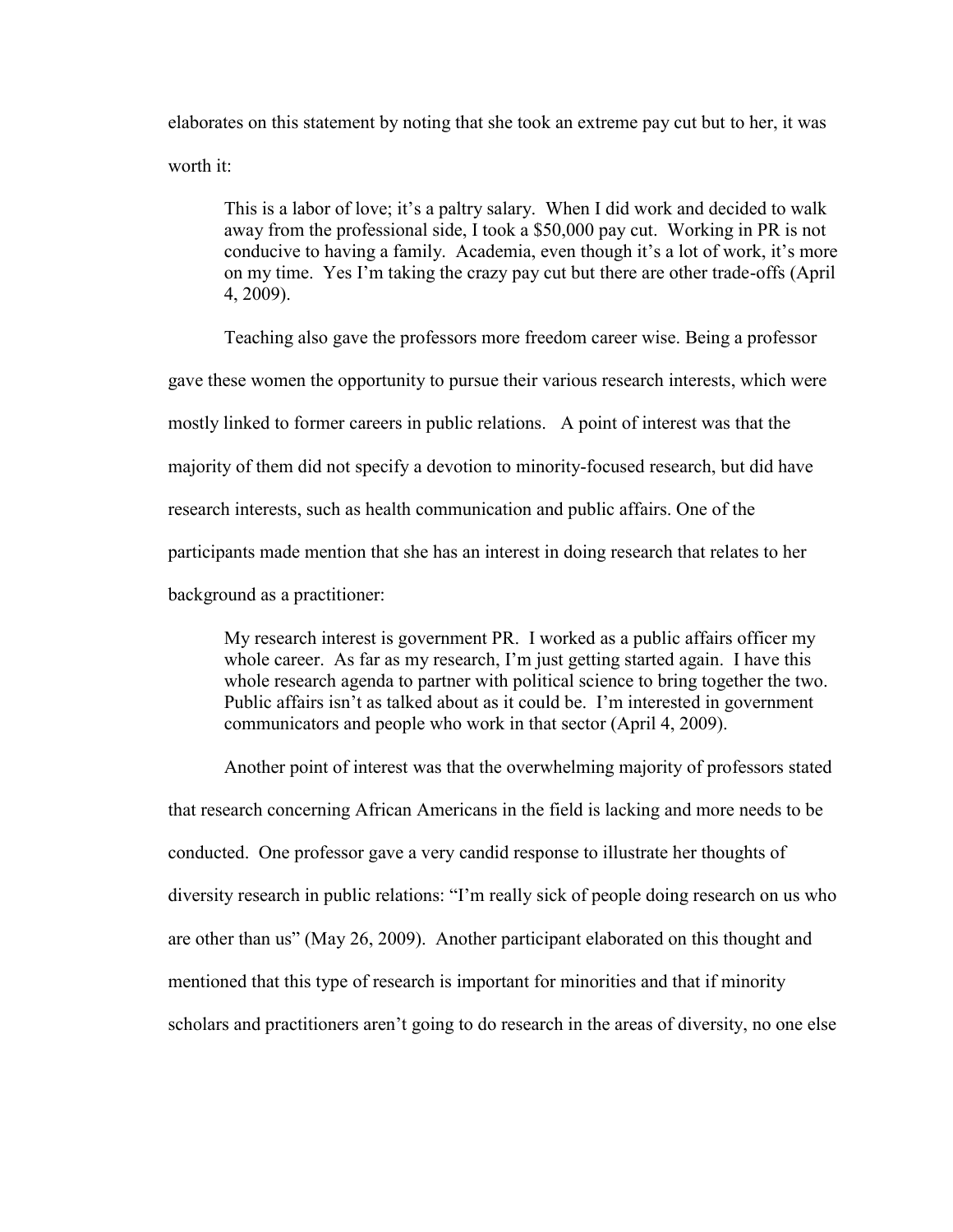elaborates on this statement by noting that she took an extreme pay cut but to her, it was worth it:

> This is a labor of love; it's a paltry salary. When I did work and decided to walk away from the professional side, I took a $50,000 pay cut. Working in PR is not conducive to having a family. Academia, even though it's a lot of work, it's more on my time. Yes I'm taking the crazy pay cut but there are other trade-offs (April 4, 2009).

Teaching also gave the professors more freedom career wise. Being a professor gave these women the opportunity to pursue their various research interests, which were mostly linked to former careers in public relations. A point of interest was that the majority of them did not specify a devotion to minority-focused research, but did have research interests, such as health communication and public affairs. One of the participants made mention that she has an interest in doing research that relates to her background as a practitioner:

> My research interest is government PR. I worked as a public affairs officer my whole career. As far as my research, I'm just getting started again. I have this whole research agenda to partner with political science to bring together the two. Public affairs isn't as talked about as it could be. I'm interested in government communicators and people who work in that sector (April 4, 2009).

Another point of interest was that the overwhelming majority of professors stated that research concerning African Americans in the field is lacking and more needs to be conducted. One professor gave a very candid response to illustrate her thoughts of diversity research in public relations: "I'm really sick of people doing research on us who are other than us" (May 26, 2009). Another participant elaborated on this thought and mentioned that this type of research is important for minorities and that if minority scholars and practitioners aren't going to do research in the areas of diversity, no one else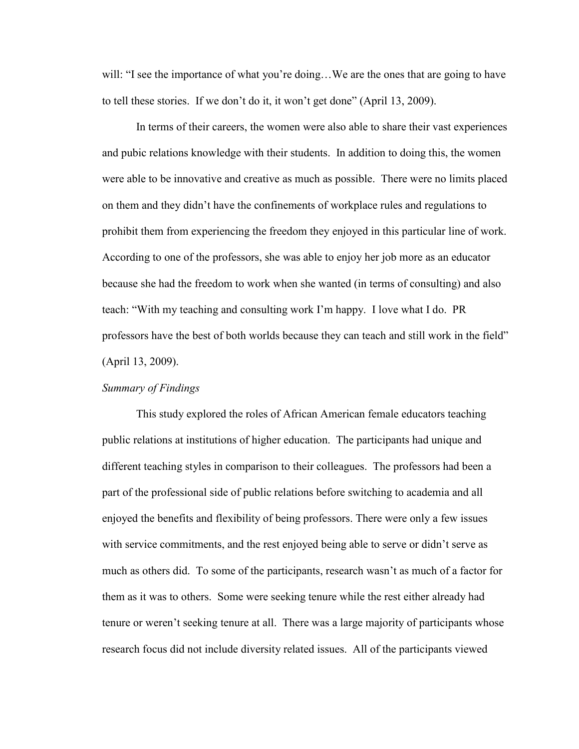will: "I see the importance of what you're doing…We are the ones that are going to have to tell these stories. If we don't do it, it won't get done" (April 13, 2009).

In terms of their careers, the women were also able to share their vast experiences and pubic relations knowledge with their students. In addition to doing this, the women were able to be innovative and creative as much as possible. There were no limits placed on them and they didn't have the confinements of workplace rules and regulations to prohibit them from experiencing the freedom they enjoyed in this particular line of work. According to one of the professors, she was able to enjoy her job more as an educator because she had the freedom to work when she wanted (in terms of consulting) and also teach: "With my teaching and consulting work I'm happy. I love what I do. PR professors have the best of both worlds because they can teach and still work in the field" (April 13, 2009).

*Summary of Findings*

This study explored the roles of African American female educators teaching public relations at institutions of higher education. The participants had unique and different teaching styles in comparison to their colleagues. The professors had been a part of the professional side of public relations before switching to academia and all enjoyed the benefits and flexibility of being professors. There were only a few issues with service commitments, and the rest enjoyed being able to serve or didn't serve as much as others did. To some of the participants, research wasn't as much of a factor for them as it was to others. Some were seeking tenure while the rest either already had tenure or weren't seeking tenure at all. There was a large majority of participants whose research focus did not include diversity related issues. All of the participants viewed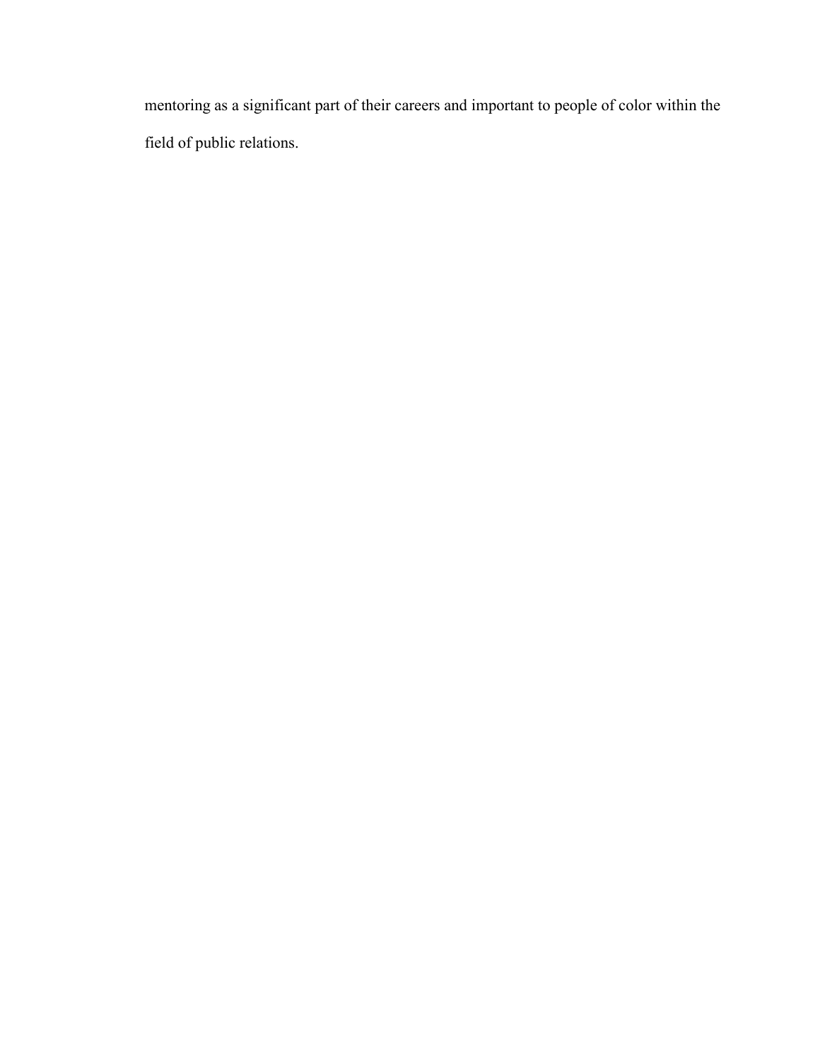mentoring as a significant part of their careers and important to people of color within the field of public relations.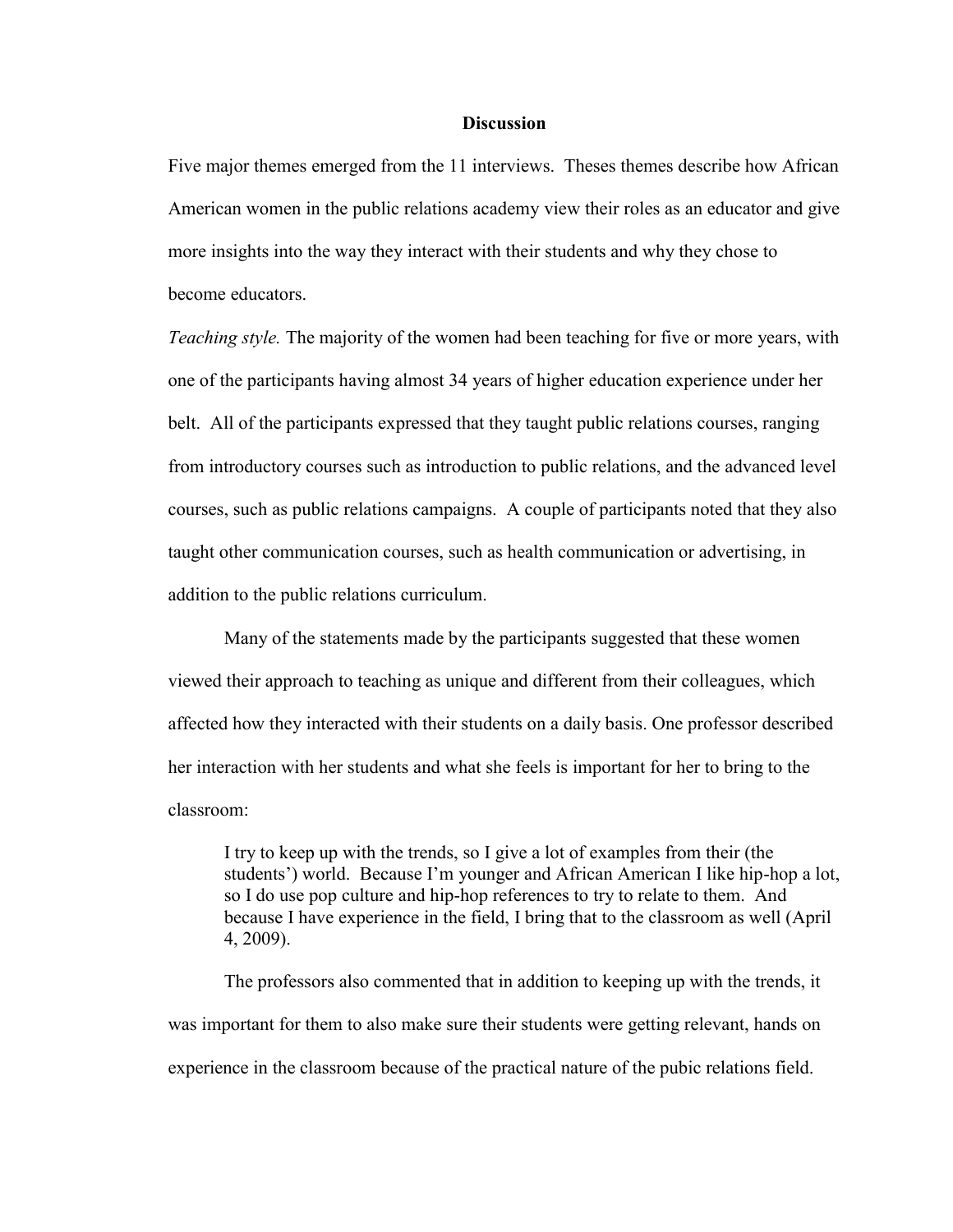## Discussion

Five major themes emerged from the 11 interviews. Theses themes describe how African American women in the public relations academy view their roles as an educator and give more insights into the way they interact with their students and why they chose to become educators.

*Teaching style.* The majority of the women had been teaching for five or more years, with one of the participants having almost 34 years of higher education experience under her belt. All of the participants expressed that they taught public relations courses, ranging from introductory courses such as introduction to public relations, and the advanced level courses, such as public relations campaigns. A couple of participants noted that they also taught other communication courses, such as health communication or advertising, in addition to the public relations curriculum.

Many of the statements made by the participants suggested that these women viewed their approach to teaching as unique and different from their colleagues, which affected how they interacted with their students on a daily basis. One professor described her interaction with her students and what she feels is important for her to bring to the classroom:

> I try to keep up with the trends, so I give a lot of examples from their (the students') world. Because I'm younger and African American I like hip-hop a lot, so I do use pop culture and hip-hop references to try to relate to them. And because I have experience in the field, I bring that to the classroom as well (April 4, 2009).

The professors also commented that in addition to keeping up with the trends, it was important for them to also make sure their students were getting relevant, hands on experience in the classroom because of the practical nature of the pubic relations field.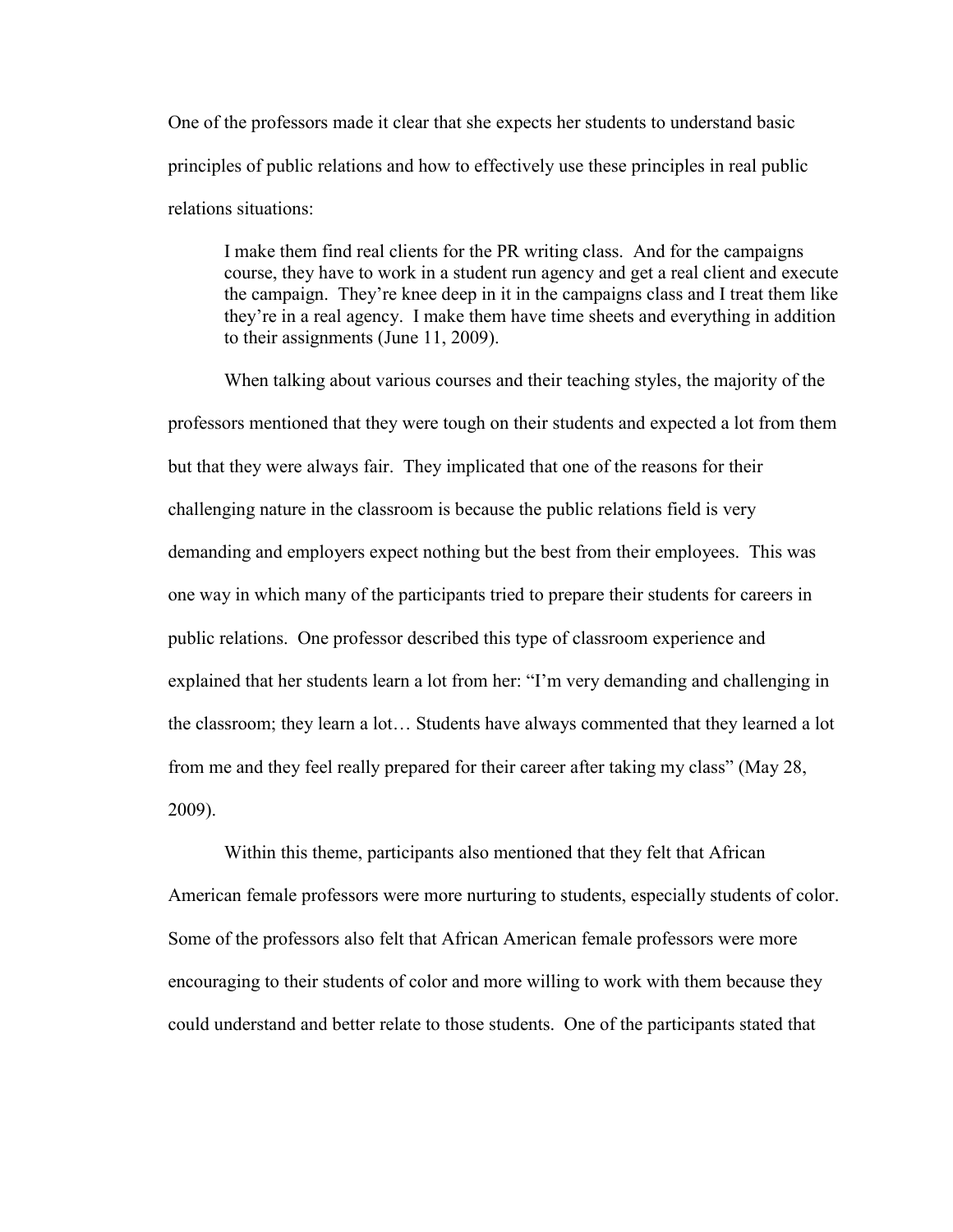One of the professors made it clear that she expects her students to understand basic principles of public relations and how to effectively use these principles in real public relations situations:

> I make them find real clients for the PR writing class. And for the campaigns course, they have to work in a student run agency and get a real client and execute the campaign. They're knee deep in it in the campaigns class and I treat them like they're in a real agency. I make them have time sheets and everything in addition to their assignments (June 11, 2009).

When talking about various courses and their teaching styles, the majority of the professors mentioned that they were tough on their students and expected a lot from them but that they were always fair. They implicated that one of the reasons for their challenging nature in the classroom is because the public relations field is very demanding and employers expect nothing but the best from their employees. This was one way in which many of the participants tried to prepare their students for careers in public relations. One professor described this type of classroom experience and explained that her students learn a lot from her: "I'm very demanding and challenging in the classroom; they learn a lot… Students have always commented that they learned a lot from me and they feel really prepared for their career after taking my class" (May 28, 2009).

Within this theme, participants also mentioned that they felt that African American female professors were more nurturing to students, especially students of color. Some of the professors also felt that African American female professors were more encouraging to their students of color and more willing to work with them because they could understand and better relate to those students. One of the participants stated that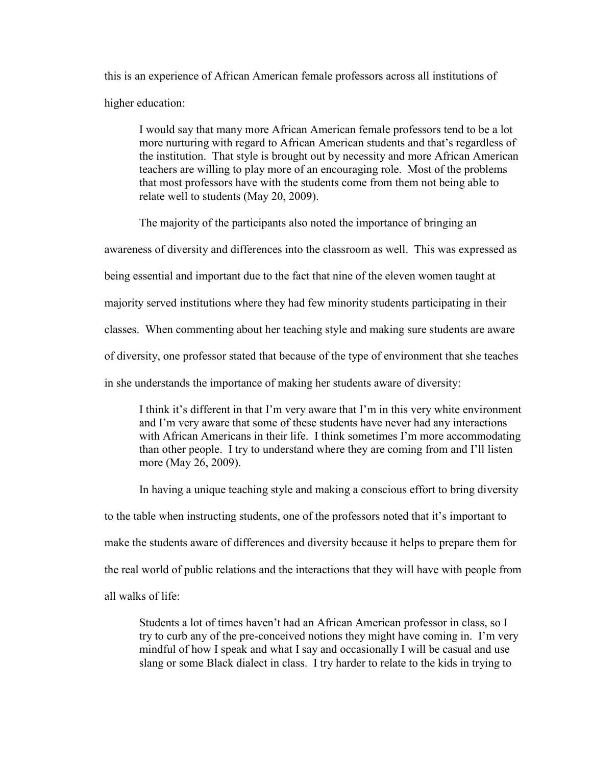this is an experience of African American female professors across all institutions of higher education:

> I would say that many more African American female professors tend to be a lot more nurturing with regard to African American students and that's regardless of the institution. That style is brought out by necessity and more African American teachers are willing to play more of an encouraging role. Most of the problems that most professors have with the students come from them not being able to relate well to students (May 20, 2009).

The majority of the participants also noted the importance of bringing an awareness of diversity and differences into the classroom as well. This was expressed as being essential and important due to the fact that nine of the eleven women taught at majority served institutions where they had few minority students participating in their classes. When commenting about her teaching style and making sure students are aware of diversity, one professor stated that because of the type of environment that she teaches in she understands the importance of making her students aware of diversity:

> I think it's different in that I'm very aware that I'm in this very white environment and I'm very aware that some of these students have never had any interactions with African Americans in their life. I think sometimes I'm more accommodating than other people. I try to understand where they are coming from and I'll listen more (May 26, 2009).

In having a unique teaching style and making a conscious effort to bring diversity to the table when instructing students, one of the professors noted that it's important to make the students aware of differences and diversity because it helps to prepare them for the real world of public relations and the interactions that they will have with people from all walks of life:

> Students a lot of times haven't had an African American professor in class, so I try to curb any of the pre-conceived notions they might have coming in. I'm very mindful of how I speak and what I say and occasionally I will be casual and use slang or some Black dialect in class. I try harder to relate to the kids in trying to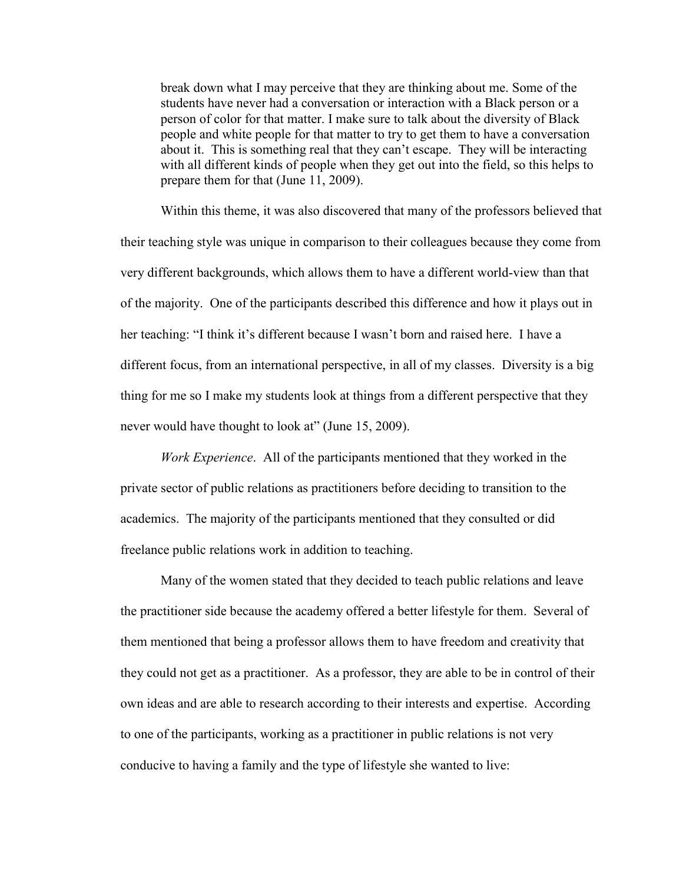> break down what I may perceive that they are thinking about me. Some of the students have never had a conversation or interaction with a Black person or a person of color for that matter. I make sure to talk about the diversity of Black people and white people for that matter to try to get them to have a conversation about it. This is something real that they can't escape. They will be interacting with all different kinds of people when they get out into the field, so this helps to prepare them for that (June 11, 2009).

Within this theme, it was also discovered that many of the professors believed that their teaching style was unique in comparison to their colleagues because they come from very different backgrounds, which allows them to have a different world-view than that of the majority. One of the participants described this difference and how it plays out in her teaching: "I think it's different because I wasn't born and raised here. I have a different focus, from an international perspective, in all of my classes. Diversity is a big thing for me so I make my students look at things from a different perspective that they never would have thought to look at" (June 15, 2009).

*Work Experience*. All of the participants mentioned that they worked in the private sector of public relations as practitioners before deciding to transition to the academics. The majority of the participants mentioned that they consulted or did freelance public relations work in addition to teaching.

Many of the women stated that they decided to teach public relations and leave the practitioner side because the academy offered a better lifestyle for them. Several of them mentioned that being a professor allows them to have freedom and creativity that they could not get as a practitioner. As a professor, they are able to be in control of their own ideas and are able to research according to their interests and expertise. According to one of the participants, working as a practitioner in public relations is not very conducive to having a family and the type of lifestyle she wanted to live: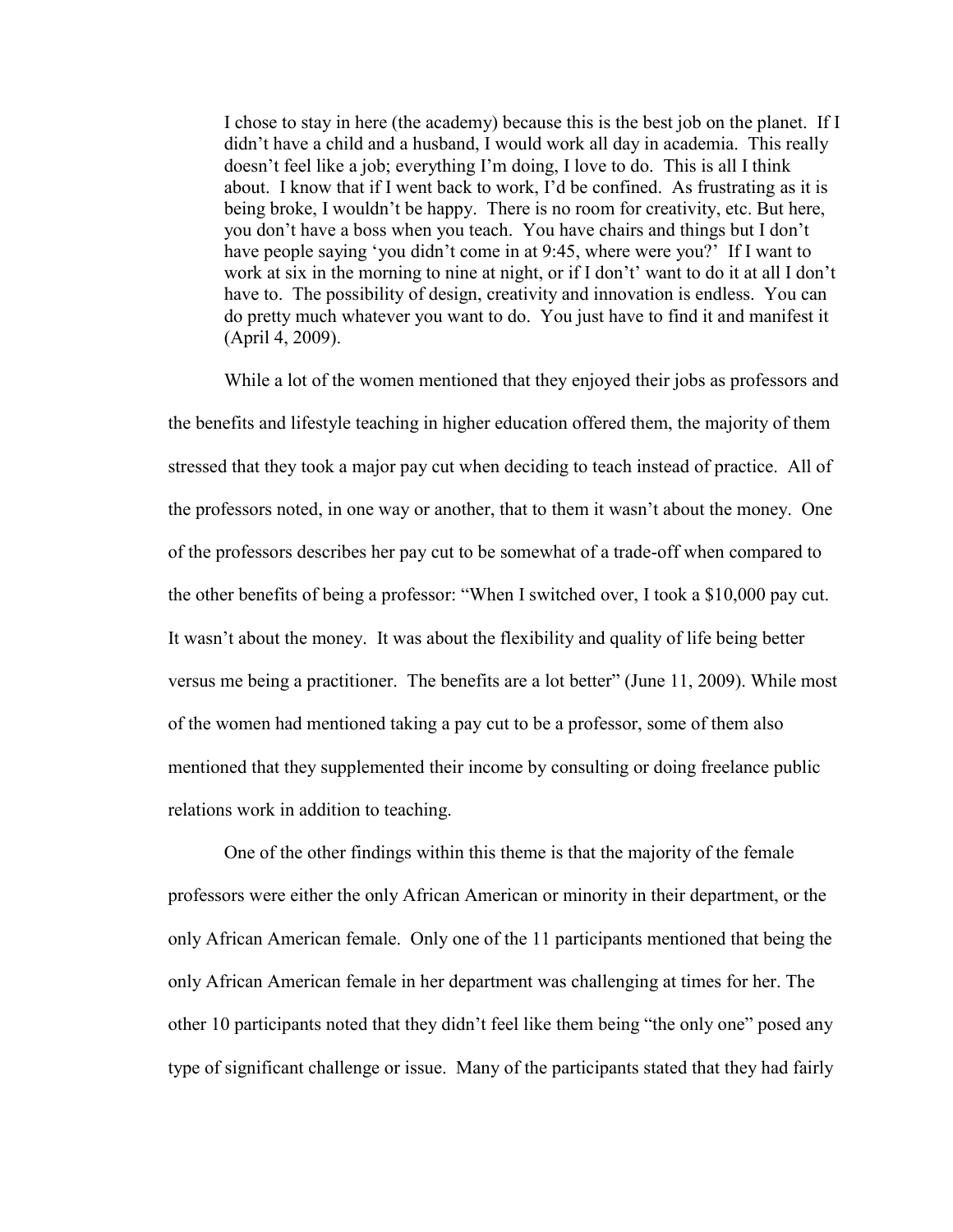> I chose to stay in here (the academy) because this is the best job on the planet. If I didn't have a child and a husband, I would work all day in academia. This really doesn't feel like a job; everything I'm doing, I love to do. This is all I think about. I know that if I went back to work, I'd be confined. As frustrating as it is being broke, I wouldn't be happy. There is no room for creativity, etc. But here, you don't have a boss when you teach. You have chairs and things but I don't have people saying 'you didn't come in at 9:45, where were you?' If I want to work at six in the morning to nine at night, or if I don't' want to do it at all I don't have to. The possibility of design, creativity and innovation is endless. You can do pretty much whatever you want to do. You just have to find it and manifest it (April 4, 2009).

While a lot of the women mentioned that they enjoyed their jobs as professors and the benefits and lifestyle teaching in higher education offered them, the majority of them stressed that they took a major pay cut when deciding to teach instead of practice. All of the professors noted, in one way or another, that to them it wasn't about the money. One of the professors describes her pay cut to be somewhat of a trade-off when compared to the other benefits of being a professor: "When I switched over, I took a $10,000 pay cut. It wasn't about the money. It was about the flexibility and quality of life being better versus me being a practitioner. The benefits are a lot better" (June 11, 2009). While most of the women had mentioned taking a pay cut to be a professor, some of them also mentioned that they supplemented their income by consulting or doing freelance public relations work in addition to teaching.

One of the other findings within this theme is that the majority of the female professors were either the only African American or minority in their department, or the only African American female. Only one of the 11 participants mentioned that being the only African American female in her department was challenging at times for her. The other 10 participants noted that they didn't feel like them being "the only one" posed any type of significant challenge or issue. Many of the participants stated that they had fairly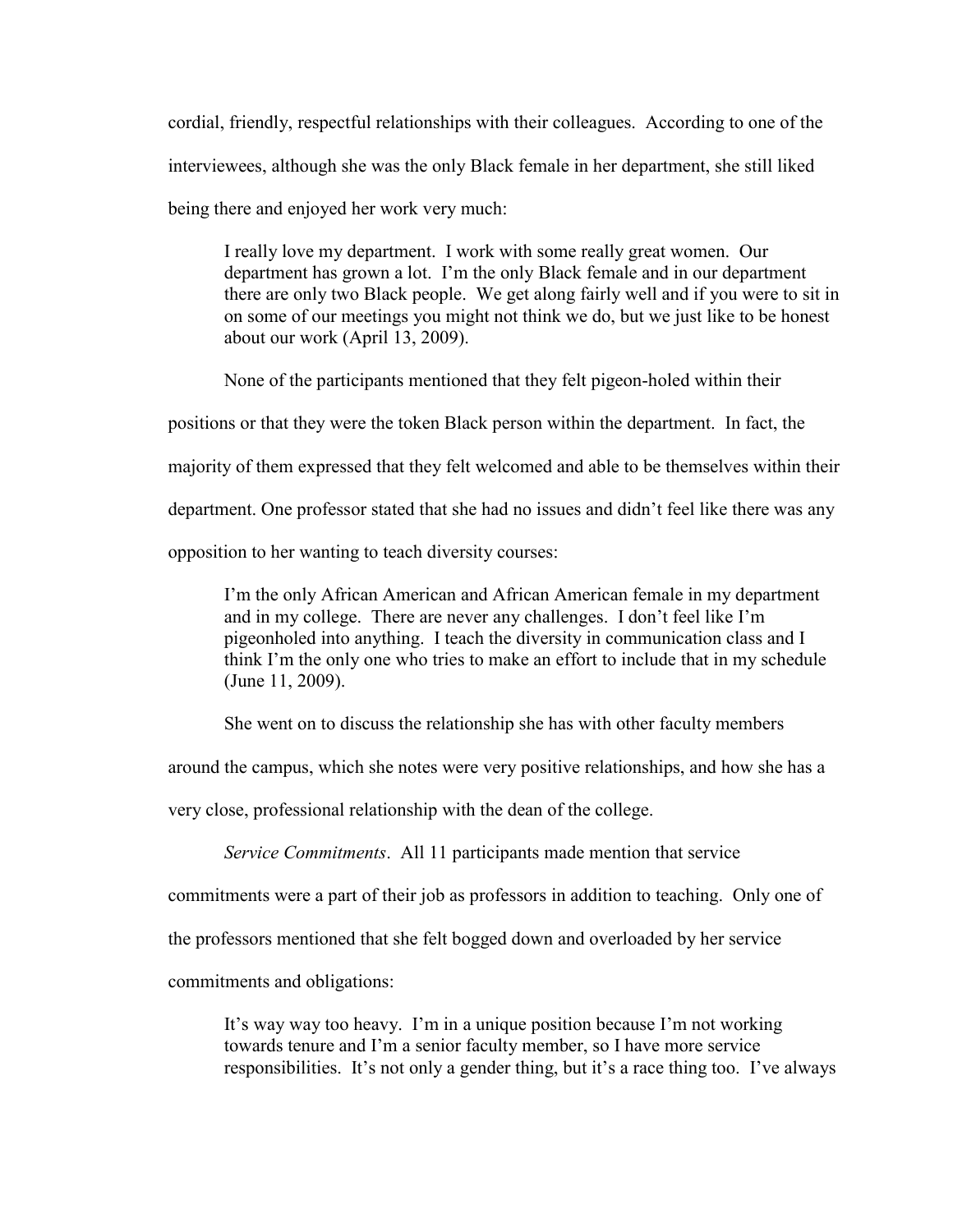cordial, friendly, respectful relationships with their colleagues. According to one of the interviewees, although she was the only Black female in her department, she still liked being there and enjoyed her work very much:

> I really love my department. I work with some really great women. Our department has grown a lot. I'm the only Black female and in our department there are only two Black people. We get along fairly well and if you were to sit in on some of our meetings you might not think we do, but we just like to be honest about our work (April 13, 2009).

None of the participants mentioned that they felt pigeon-holed within their positions or that they were the token Black person within the department. In fact, the majority of them expressed that they felt welcomed and able to be themselves within their department. One professor stated that she had no issues and didn't feel like there was any opposition to her wanting to teach diversity courses:

> I'm the only African American and African American female in my department and in my college. There are never any challenges. I don't feel like I'm pigeonholed into anything. I teach the diversity in communication class and I think I'm the only one who tries to make an effort to include that in my schedule (June 11, 2009).

She went on to discuss the relationship she has with other faculty members around the campus, which she notes were very positive relationships, and how she has a very close, professional relationship with the dean of the college.

*Service Commitments*. All 11 participants made mention that service commitments were a part of their job as professors in addition to teaching. Only one of the professors mentioned that she felt bogged down and overloaded by her service commitments and obligations:

> It's way way too heavy. I'm in a unique position because I'm not working towards tenure and I'm a senior faculty member, so I have more service responsibilities. It's not only a gender thing, but it's a race thing too. I've always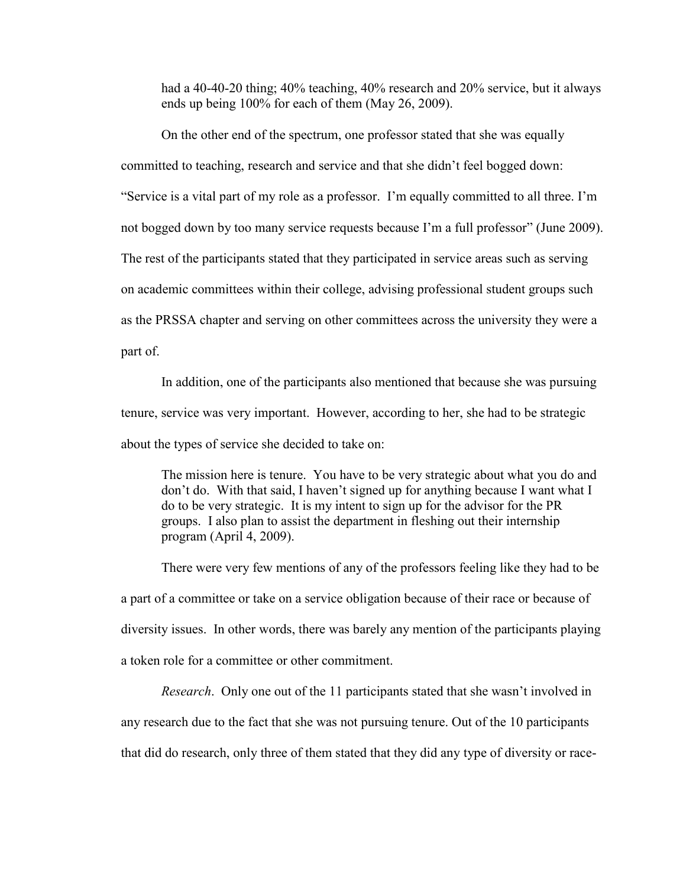> had a 40-40-20 thing; 40% teaching, 40% research and 20% service, but it always ends up being 100% for each of them (May 26, 2009).

On the other end of the spectrum, one professor stated that she was equally committed to teaching, research and service and that she didn't feel bogged down: "Service is a vital part of my role as a professor. I'm equally committed to all three. I'm not bogged down by too many service requests because I'm a full professor" (June 2009). The rest of the participants stated that they participated in service areas such as serving on academic committees within their college, advising professional student groups such as the PRSSA chapter and serving on other committees across the university they were a part of.

In addition, one of the participants also mentioned that because she was pursuing tenure, service was very important. However, according to her, she had to be strategic about the types of service she decided to take on:

> The mission here is tenure. You have to be very strategic about what you do and don't do. With that said, I haven't signed up for anything because I want what I do to be very strategic. It is my intent to sign up for the advisor for the PR groups. I also plan to assist the department in fleshing out their internship program (April 4, 2009).

There were very few mentions of any of the professors feeling like they had to be a part of a committee or take on a service obligation because of their race or because of diversity issues. In other words, there was barely any mention of the participants playing a token role for a committee or other commitment.

*Research*. Only one out of the 11 participants stated that she wasn't involved in any research due to the fact that she was not pursuing tenure. Out of the 10 participants that did do research, only three of them stated that they did any type of diversity or race-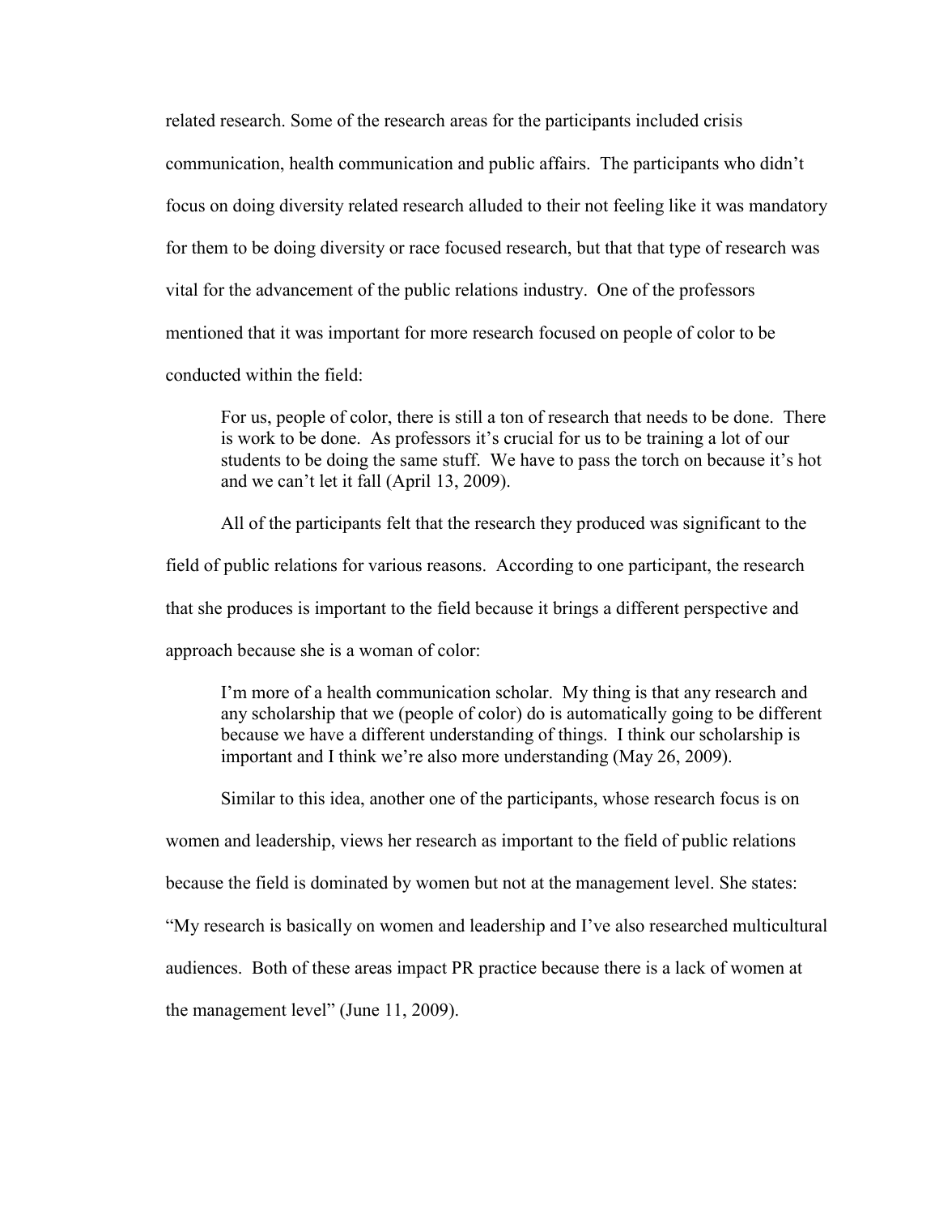related research. Some of the research areas for the participants included crisis communication, health communication and public affairs. The participants who didn't focus on doing diversity related research alluded to their not feeling like it was mandatory for them to be doing diversity or race focused research, but that that type of research was vital for the advancement of the public relations industry. One of the professors mentioned that it was important for more research focused on people of color to be conducted within the field:

> For us, people of color, there is still a ton of research that needs to be done. There is work to be done. As professors it's crucial for us to be training a lot of our students to be doing the same stuff. We have to pass the torch on because it's hot and we can't let it fall (April 13, 2009).

All of the participants felt that the research they produced was significant to the field of public relations for various reasons. According to one participant, the research that she produces is important to the field because it brings a different perspective and approach because she is a woman of color:

> I'm more of a health communication scholar. My thing is that any research and any scholarship that we (people of color) do is automatically going to be different because we have a different understanding of things. I think our scholarship is important and I think we're also more understanding (May 26, 2009).

Similar to this idea, another one of the participants, whose research focus is on women and leadership, views her research as important to the field of public relations because the field is dominated by women but not at the management level. She states: "My research is basically on women and leadership and I've also researched multicultural audiences. Both of these areas impact PR practice because there is a lack of women at the management level" (June 11, 2009).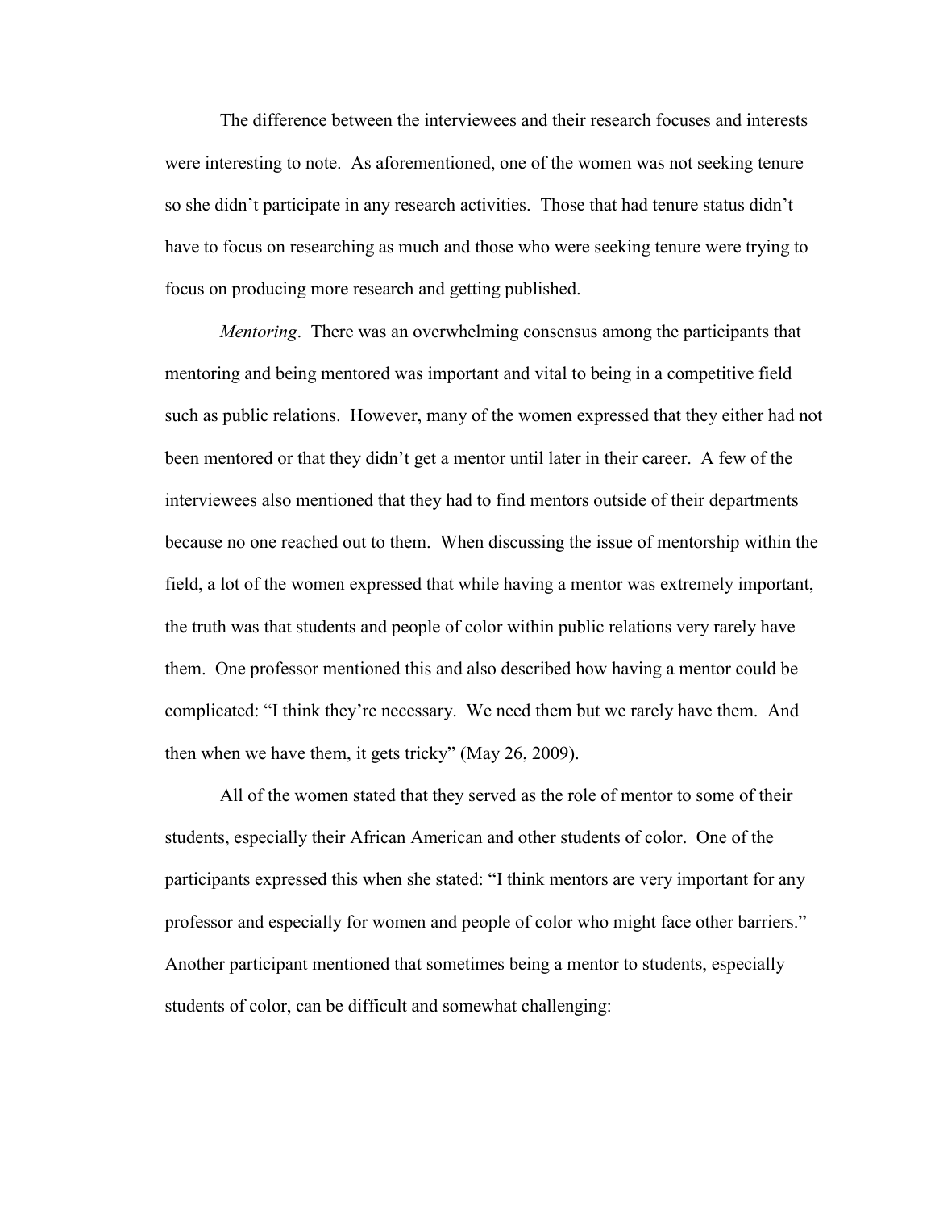The difference between the interviewees and their research focuses and interests were interesting to note. As aforementioned, one of the women was not seeking tenure so she didn't participate in any research activities. Those that had tenure status didn't have to focus on researching as much and those who were seeking tenure were trying to focus on producing more research and getting published.

*Mentoring*. There was an overwhelming consensus among the participants that mentoring and being mentored was important and vital to being in a competitive field such as public relations. However, many of the women expressed that they either had not been mentored or that they didn't get a mentor until later in their career. A few of the interviewees also mentioned that they had to find mentors outside of their departments because no one reached out to them. When discussing the issue of mentorship within the field, a lot of the women expressed that while having a mentor was extremely important, the truth was that students and people of color within public relations very rarely have them. One professor mentioned this and also described how having a mentor could be complicated: "I think they're necessary. We need them but we rarely have them. And then when we have them, it gets tricky" (May 26, 2009).

All of the women stated that they served as the role of mentor to some of their students, especially their African American and other students of color. One of the participants expressed this when she stated: "I think mentors are very important for any professor and especially for women and people of color who might face other barriers." Another participant mentioned that sometimes being a mentor to students, especially students of color, can be difficult and somewhat challenging: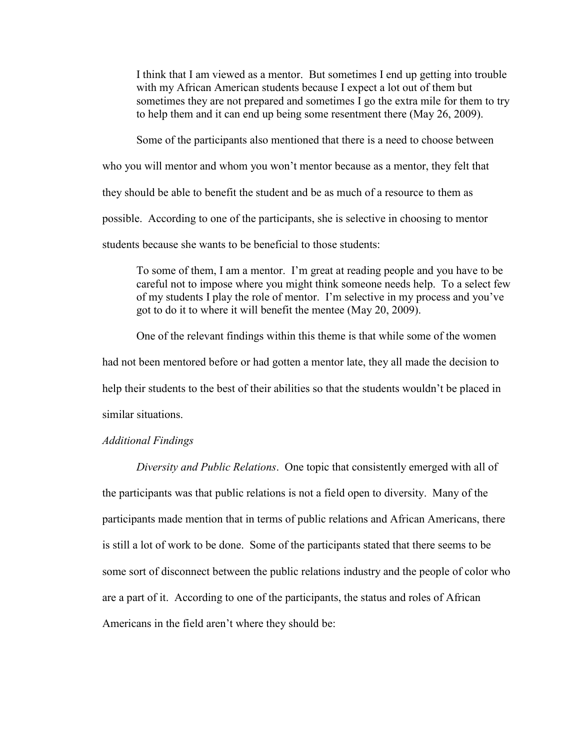> I think that I am viewed as a mentor. But sometimes I end up getting into trouble with my African American students because I expect a lot out of them but sometimes they are not prepared and sometimes I go the extra mile for them to try to help them and it can end up being some resentment there (May 26, 2009).

Some of the participants also mentioned that there is a need to choose between who you will mentor and whom you won't mentor because as a mentor, they felt that they should be able to benefit the student and be as much of a resource to them as possible. According to one of the participants, she is selective in choosing to mentor students because she wants to be beneficial to those students:

> To some of them, I am a mentor. I'm great at reading people and you have to be careful not to impose where you might think someone needs help. To a select few of my students I play the role of mentor. I'm selective in my process and you've got to do it to where it will benefit the mentee (May 20, 2009).

One of the relevant findings within this theme is that while some of the women had not been mentored before or had gotten a mentor late, they all made the decision to help their students to the best of their abilities so that the students wouldn't be placed in similar situations.

*Additional Findings*

*Diversity and Public Relations*. One topic that consistently emerged with all of the participants was that public relations is not a field open to diversity. Many of the participants made mention that in terms of public relations and African Americans, there is still a lot of work to be done. Some of the participants stated that there seems to be some sort of disconnect between the public relations industry and the people of color who are a part of it. According to one of the participants, the status and roles of African Americans in the field aren't where they should be: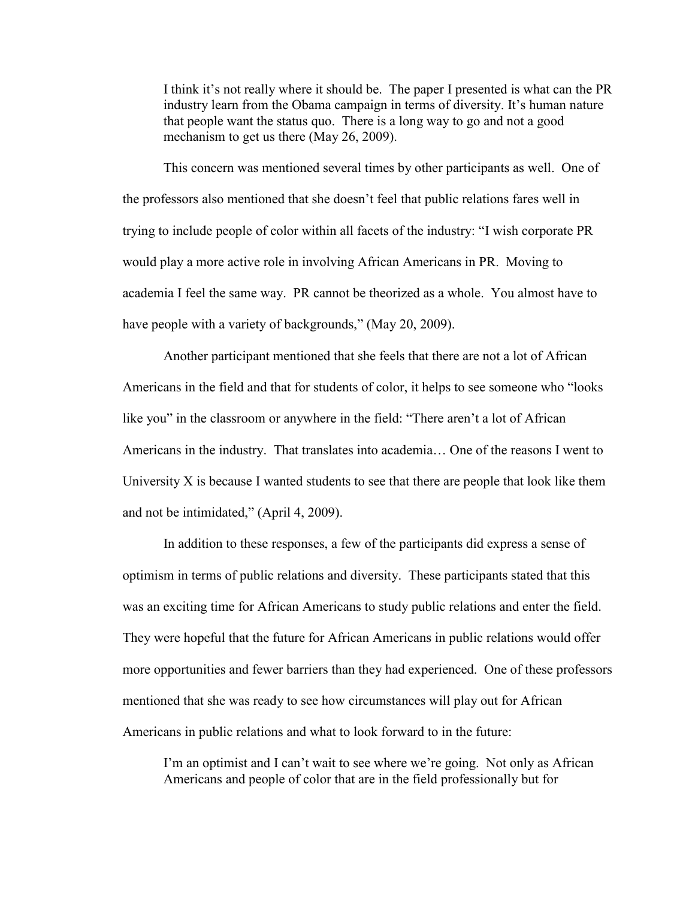> I think it's not really where it should be. The paper I presented is what can the PR industry learn from the Obama campaign in terms of diversity. It's human nature that people want the status quo. There is a long way to go and not a good mechanism to get us there (May 26, 2009).

This concern was mentioned several times by other participants as well. One of the professors also mentioned that she doesn't feel that public relations fares well in trying to include people of color within all facets of the industry: "I wish corporate PR would play a more active role in involving African Americans in PR. Moving to academia I feel the same way. PR cannot be theorized as a whole. You almost have to have people with a variety of backgrounds," (May 20, 2009).

Another participant mentioned that she feels that there are not a lot of African Americans in the field and that for students of color, it helps to see someone who "looks like you" in the classroom or anywhere in the field: "There aren't a lot of African Americans in the industry. That translates into academia… One of the reasons I went to University X is because I wanted students to see that there are people that look like them and not be intimidated," (April 4, 2009).

In addition to these responses, a few of the participants did express a sense of optimism in terms of public relations and diversity. These participants stated that this was an exciting time for African Americans to study public relations and enter the field. They were hopeful that the future for African Americans in public relations would offer more opportunities and fewer barriers than they had experienced. One of these professors mentioned that she was ready to see how circumstances will play out for African Americans in public relations and what to look forward to in the future:

> I'm an optimist and I can't wait to see where we're going. Not only as African Americans and people of color that are in the field professionally but for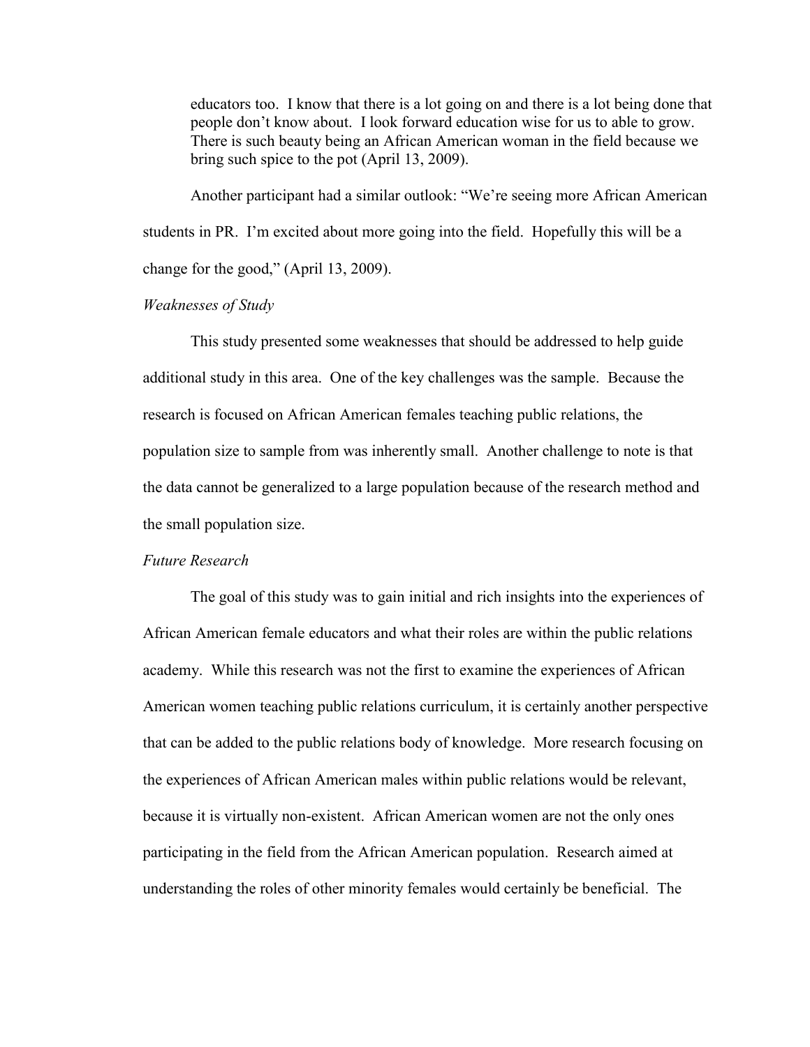> educators too. I know that there is a lot going on and there is a lot being done that people don't know about. I look forward education wise for us to able to grow. There is such beauty being an African American woman in the field because we bring such spice to the pot (April 13, 2009).

Another participant had a similar outlook: "We're seeing more African American students in PR. I'm excited about more going into the field. Hopefully this will be a change for the good," (April 13, 2009).

*Weaknesses of Study*

This study presented some weaknesses that should be addressed to help guide additional study in this area. One of the key challenges was the sample. Because the research is focused on African American females teaching public relations, the population size to sample from was inherently small. Another challenge to note is that the data cannot be generalized to a large population because of the research method and the small population size.

*Future Research*

The goal of this study was to gain initial and rich insights into the experiences of African American female educators and what their roles are within the public relations academy. While this research was not the first to examine the experiences of African American women teaching public relations curriculum, it is certainly another perspective that can be added to the public relations body of knowledge. More research focusing on the experiences of African American males within public relations would be relevant, because it is virtually non-existent. African American women are not the only ones participating in the field from the African American population. Research aimed at understanding the roles of other minority females would certainly be beneficial. The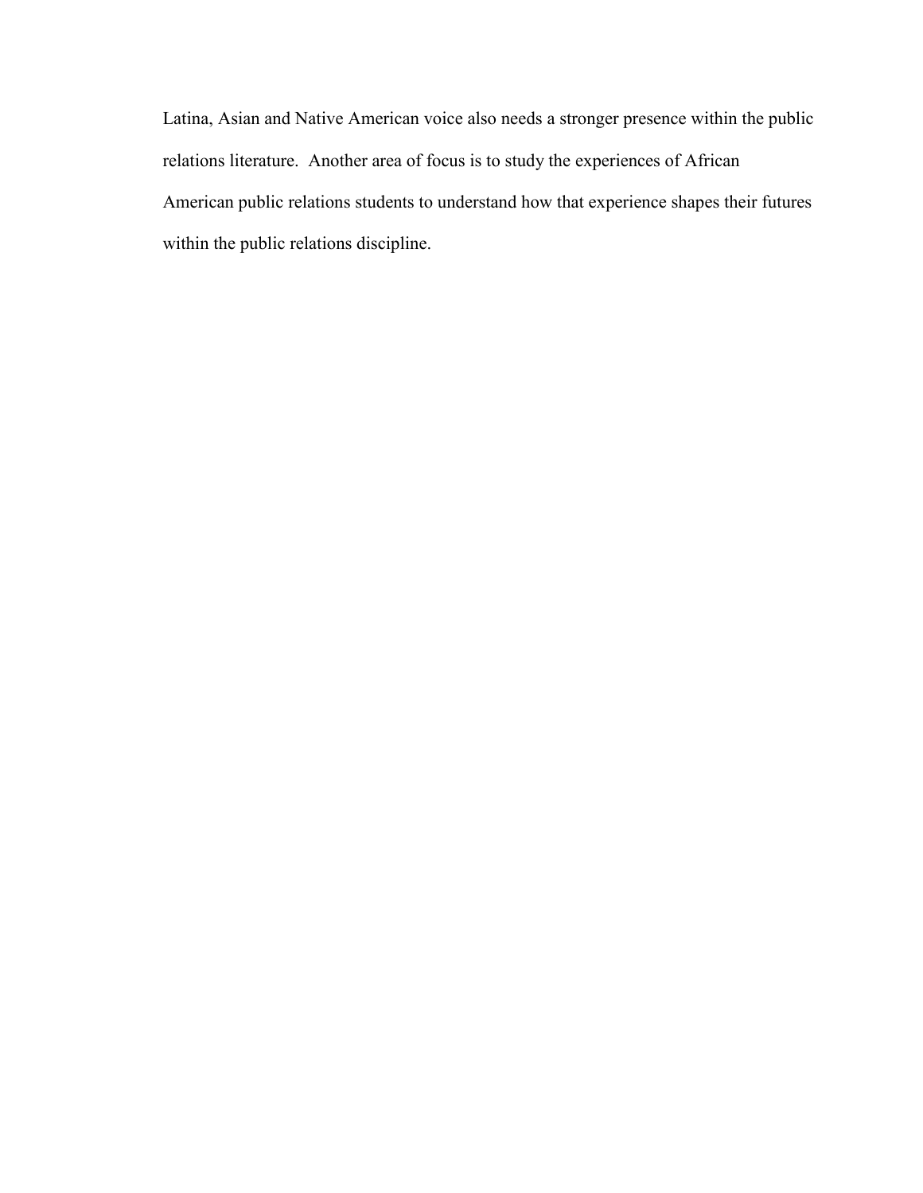Latina, Asian and Native American voice also needs a stronger presence within the public relations literature.  Another area of focus is to study the experiences of African American public relations students to understand how that experience shapes their futures within the public relations discipline.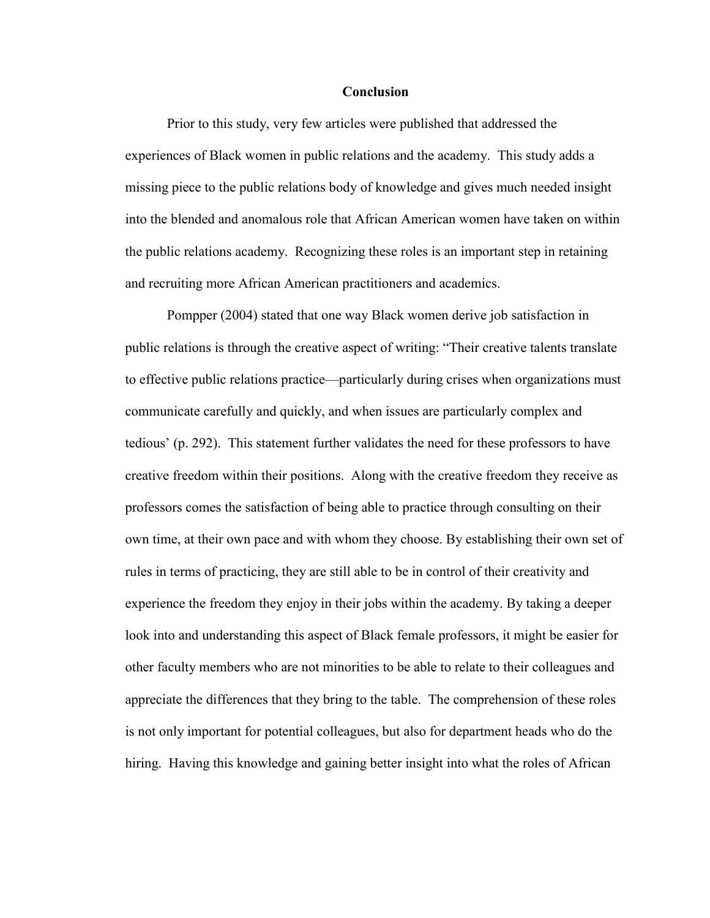# Conclusion

Prior to this study, very few articles were published that addressed the experiences of Black women in public relations and the academy. This study adds a missing piece to the public relations body of knowledge and gives much needed insight into the blended and anomalous role that African American women have taken on within the public relations academy. Recognizing these roles is an important step in retaining and recruiting more African American practitioners and academics.

Pompper (2004) stated that one way Black women derive job satisfaction in public relations is through the creative aspect of writing: "Their creative talents translate to effective public relations practice—particularly during crises when organizations must communicate carefully and quickly, and when issues are particularly complex and tedious' (p. 292). This statement further validates the need for these professors to have creative freedom within their positions. Along with the creative freedom they receive as professors comes the satisfaction of being able to practice through consulting on their own time, at their own pace and with whom they choose. By establishing their own set of rules in terms of practicing, they are still able to be in control of their creativity and experience the freedom they enjoy in their jobs within the academy. By taking a deeper look into and understanding this aspect of Black female professors, it might be easier for other faculty members who are not minorities to be able to relate to their colleagues and appreciate the differences that they bring to the table. The comprehension of these roles is not only important for potential colleagues, but also for department heads who do the hiring. Having this knowledge and gaining better insight into what the roles of African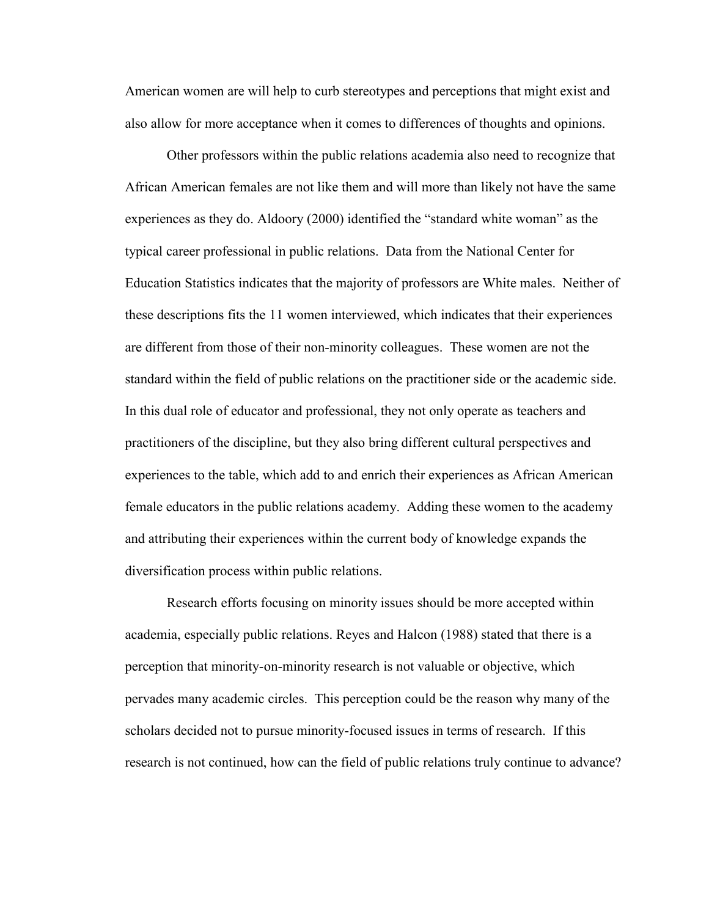American women are will help to curb stereotypes and perceptions that might exist and also allow for more acceptance when it comes to differences of thoughts and opinions.

Other professors within the public relations academia also need to recognize that African American females are not like them and will more than likely not have the same experiences as they do. Aldoory (2000) identified the "standard white woman" as the typical career professional in public relations. Data from the National Center for Education Statistics indicates that the majority of professors are White males. Neither of these descriptions fits the 11 women interviewed, which indicates that their experiences are different from those of their non-minority colleagues. These women are not the standard within the field of public relations on the practitioner side or the academic side. In this dual role of educator and professional, they not only operate as teachers and practitioners of the discipline, but they also bring different cultural perspectives and experiences to the table, which add to and enrich their experiences as African American female educators in the public relations academy. Adding these women to the academy and attributing their experiences within the current body of knowledge expands the diversification process within public relations.

Research efforts focusing on minority issues should be more accepted within academia, especially public relations. Reyes and Halcon (1988) stated that there is a perception that minority-on-minority research is not valuable or objective, which pervades many academic circles. This perception could be the reason why many of the scholars decided not to pursue minority-focused issues in terms of research. If this research is not continued, how can the field of public relations truly continue to advance?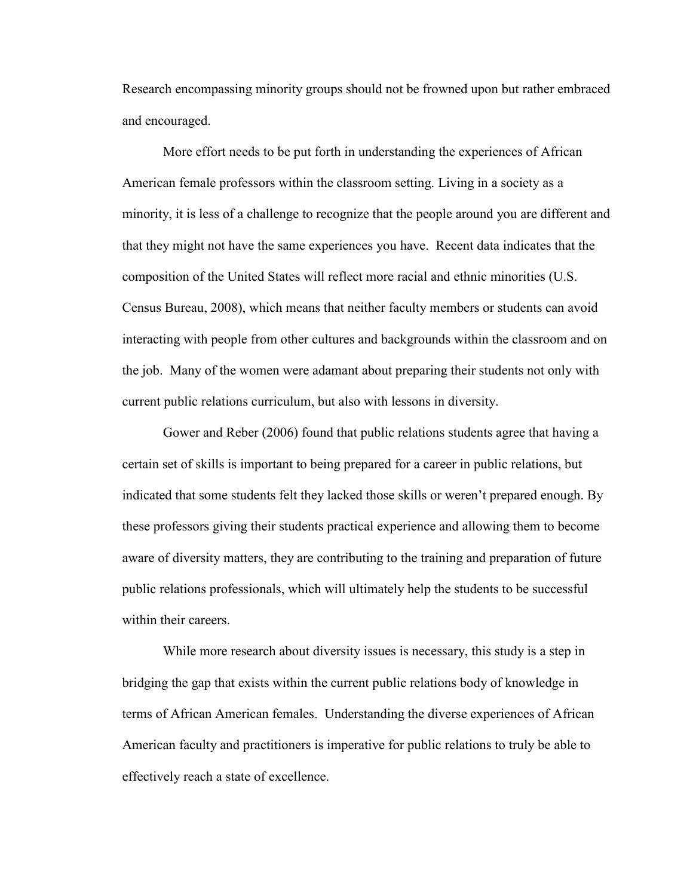Research encompassing minority groups should not be frowned upon but rather embraced and encouraged.

More effort needs to be put forth in understanding the experiences of African American female professors within the classroom setting. Living in a society as a minority, it is less of a challenge to recognize that the people around you are different and that they might not have the same experiences you have. Recent data indicates that the composition of the United States will reflect more racial and ethnic minorities (U.S. Census Bureau, 2008), which means that neither faculty members or students can avoid interacting with people from other cultures and backgrounds within the classroom and on the job. Many of the women were adamant about preparing their students not only with current public relations curriculum, but also with lessons in diversity.

Gower and Reber (2006) found that public relations students agree that having a certain set of skills is important to being prepared for a career in public relations, but indicated that some students felt they lacked those skills or weren't prepared enough. By these professors giving their students practical experience and allowing them to become aware of diversity matters, they are contributing to the training and preparation of future public relations professionals, which will ultimately help the students to be successful within their careers.

While more research about diversity issues is necessary, this study is a step in bridging the gap that exists within the current public relations body of knowledge in terms of African American females. Understanding the diverse experiences of African American faculty and practitioners is imperative for public relations to truly be able to effectively reach a state of excellence.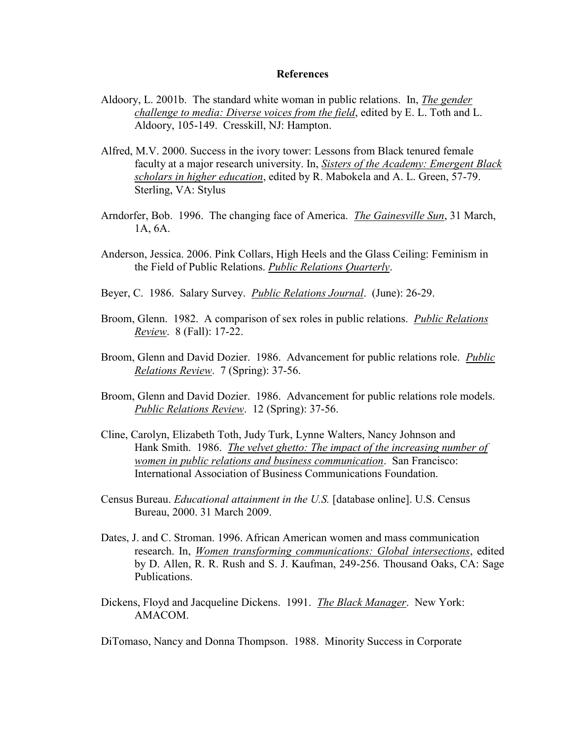# References

Aldoory, L. 2001b. The standard white woman in public relations. In, *The gender challenge to media: Diverse voices from the field*, edited by E. L. Toth and L. Aldoory, 105-149. Cresskill, NJ: Hampton.

Alfred, M.V. 2000. Success in the ivory tower: Lessons from Black tenured female faculty at a major research university. In, *Sisters of the Academy: Emergent Black scholars in higher education*, edited by R. Mabokela and A. L. Green, 57-79. Sterling, VA: Stylus

Arndorfer, Bob. 1996. The changing face of America. *The Gainesville Sun*, 31 March, 1A, 6A.

Anderson, Jessica. 2006. Pink Collars, High Heels and the Glass Ceiling: Feminism in the Field of Public Relations. *Public Relations Quarterly*.

Beyer, C. 1986. Salary Survey. *Public Relations Journal*. (June): 26-29.

Broom, Glenn. 1982. A comparison of sex roles in public relations. *Public Relations Review*. 8 (Fall): 17-22.

Broom, Glenn and David Dozier. 1986. Advancement for public relations role. *Public Relations Review*. 7 (Spring): 37-56.

Broom, Glenn and David Dozier. 1986. Advancement for public relations role models. *Public Relations Review*. 12 (Spring): 37-56.

Cline, Carolyn, Elizabeth Toth, Judy Turk, Lynne Walters, Nancy Johnson and Hank Smith. 1986. *The velvet ghetto: The impact of the increasing number of women in public relations and business communication*. San Francisco: International Association of Business Communications Foundation.

Census Bureau. *Educational attainment in the U.S.* [database online]. U.S. Census Bureau, 2000. 31 March 2009.

Dates, J. and C. Stroman. 1996. African American women and mass communication research. In, *Women transforming communications: Global intersections*, edited by D. Allen, R. R. Rush and S. J. Kaufman, 249-256. Thousand Oaks, CA: Sage Publications.

Dickens, Floyd and Jacqueline Dickens. 1991. *The Black Manager*. New York: AMACOM.

DiTomaso, Nancy and Donna Thompson. 1988. Minority Success in Corporate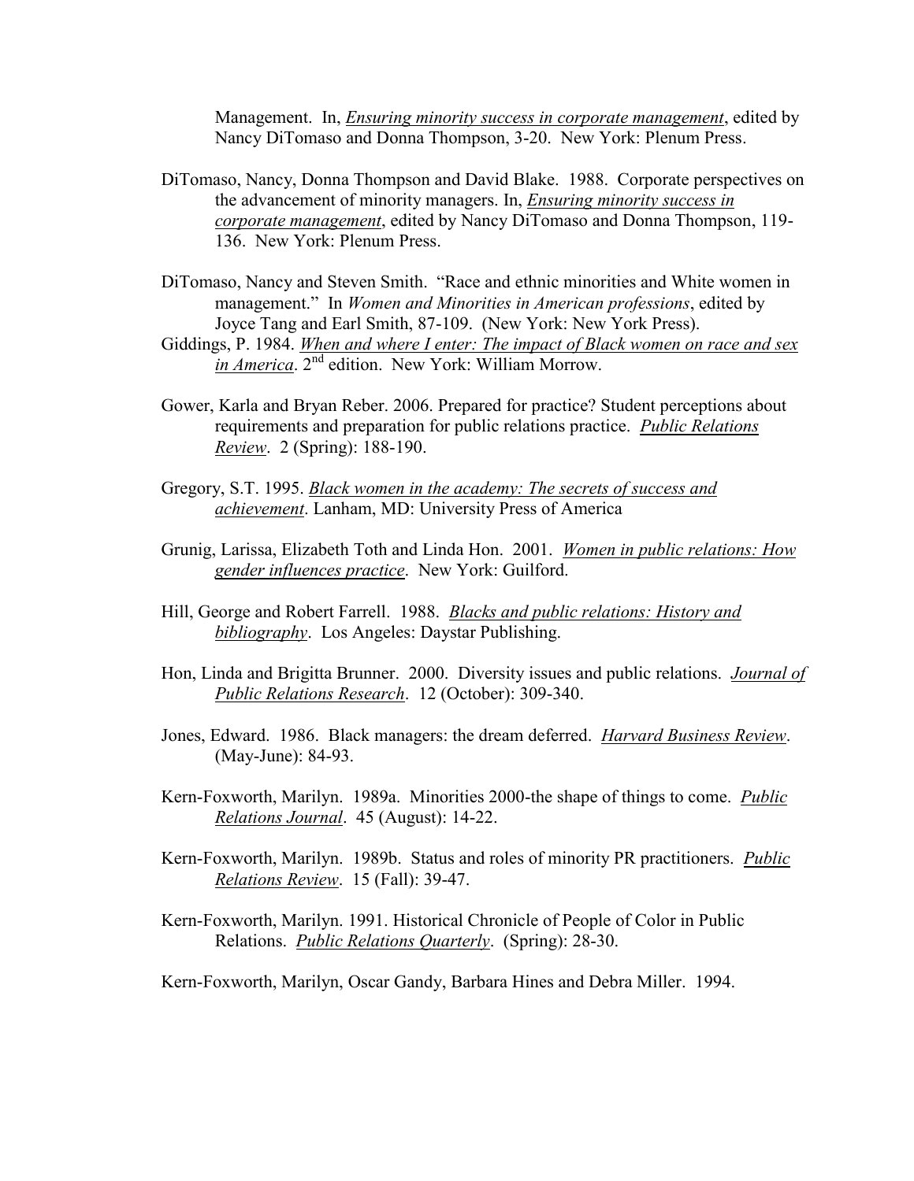Management. In, _Ensuring minority success in corporate management_, edited by Nancy DiTomaso and Donna Thompson, 3-20. New York: Plenum Press.

DiTomaso, Nancy, Donna Thompson and David Blake. 1988. Corporate perspectives on the advancement of minority managers. In, _Ensuring minority success in corporate management_, edited by Nancy DiTomaso and Donna Thompson, 119-136. New York: Plenum Press.

DiTomaso, Nancy and Steven Smith. "Race and ethnic minorities and White women in management." In _Women and Minorities in American professions_, edited by Joyce Tang and Earl Smith, 87-109. (New York: New York Press).

Giddings, P. 1984. _When and where I enter: The impact of Black women on race and sex in America_. 2nd edition. New York: William Morrow.

Gower, Karla and Bryan Reber. 2006. Prepared for practice? Student perceptions about requirements and preparation for public relations practice. _Public Relations Review_. 2 (Spring): 188-190.

Gregory, S.T. 1995. _Black women in the academy: The secrets of success and achievement_. Lanham, MD: University Press of America

Grunig, Larissa, Elizabeth Toth and Linda Hon. 2001. _Women in public relations: How gender influences practice_. New York: Guilford.

Hill, George and Robert Farrell. 1988. _Blacks and public relations: History and bibliography_. Los Angeles: Daystar Publishing.

Hon, Linda and Brigitta Brunner. 2000. Diversity issues and public relations. _Journal of Public Relations Research_. 12 (October): 309-340.

Jones, Edward. 1986. Black managers: the dream deferred. _Harvard Business Review_. (May-June): 84-93.

Kern-Foxworth, Marilyn. 1989a. Minorities 2000-the shape of things to come. _Public Relations Journal_. 45 (August): 14-22.

Kern-Foxworth, Marilyn. 1989b. Status and roles of minority PR practitioners. _Public Relations Review_. 15 (Fall): 39-47.

Kern-Foxworth, Marilyn. 1991. Historical Chronicle of People of Color in Public Relations. _Public Relations Quarterly_. (Spring): 28-30.

Kern-Foxworth, Marilyn, Oscar Gandy, Barbara Hines and Debra Miller. 1994.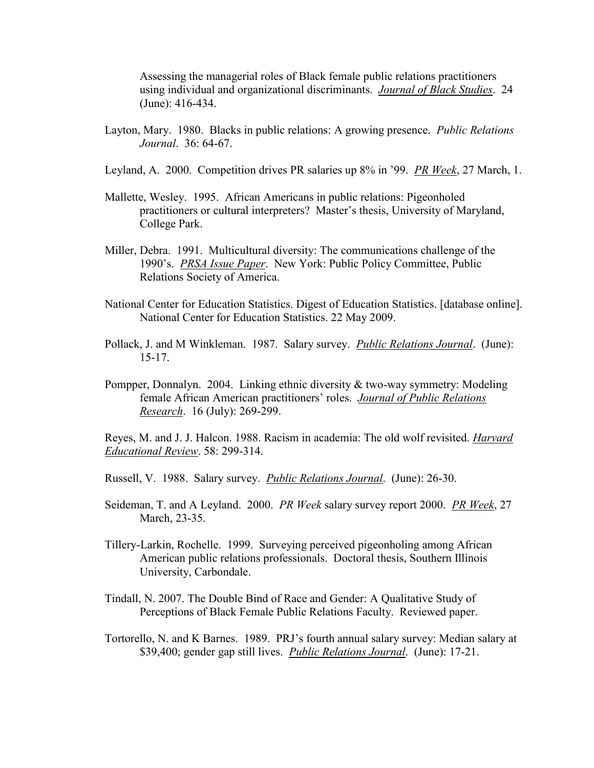Assessing the managerial roles of Black female public relations practitioners using individual and organizational discriminants. _Journal of Black Studies_. 24 (June): 416-434.

Layton, Mary. 1980. Blacks in public relations: A growing presence. *Public Relations Journal*. 36: 64-67.

Leyland, A. 2000. Competition drives PR salaries up 8% in '99. _PR Week_, 27 March, 1.

Mallette, Wesley. 1995. African Americans in public relations: Pigeonholed practitioners or cultural interpreters? Master's thesis, University of Maryland, College Park.

Miller, Debra. 1991. Multicultural diversity: The communications challenge of the 1990's. _PRSA Issue Paper_. New York: Public Policy Committee, Public Relations Society of America.

National Center for Education Statistics. Digest of Education Statistics. [database online]. National Center for Education Statistics. 22 May 2009.

Pollack, J. and M Winkleman. 1987. Salary survey. _Public Relations Journal_. (June): 15-17.

Pompper, Donnalyn. 2004. Linking ethnic diversity & two-way symmetry: Modeling female African American practitioners' roles. _Journal of Public Relations Research_. 16 (July): 269-299.

Reyes, M. and J. J. Halcon. 1988. Racism in academia: The old wolf revisited. _Harvard Educational Review_. 58: 299-314.

Russell, V. 1988. Salary survey. _Public Relations Journal_. (June): 26-30.

Seideman, T. and A Leyland. 2000. *PR Week* salary survey report 2000. _PR Week_, 27 March, 23-35.

Tillery-Larkin, Rochelle. 1999. Surveying perceived pigeonholing among African American public relations professionals. Doctoral thesis, Southern Illinois University, Carbondale.

Tindall, N. 2007. The Double Bind of Race and Gender: A Qualitative Study of Perceptions of Black Female Public Relations Faculty. Reviewed paper.

Tortorello, N. and K Barnes. 1989. PRJ's fourth annual salary survey: Median salary at $39,400; gender gap still lives. _Public Relations Journal_. (June): 17-21.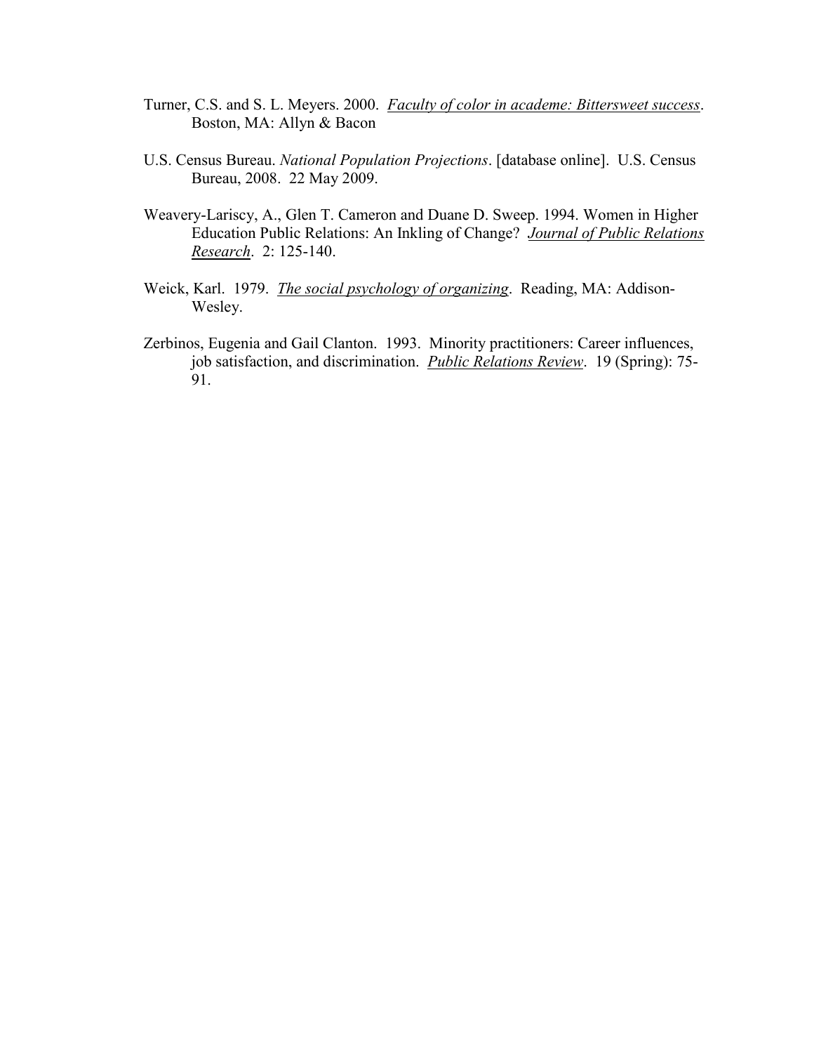Turner, C.S. and S. L. Meyers. 2000. *Faculty of color in academe: Bittersweet success*. Boston, MA: Allyn & Bacon

U.S. Census Bureau. *National Population Projections*. [database online]. U.S. Census Bureau, 2008. 22 May 2009.

Weavery-Lariscy, A., Glen T. Cameron and Duane D. Sweep. 1994. Women in Higher Education Public Relations: An Inkling of Change? *Journal of Public Relations Research*. 2: 125-140.

Weick, Karl. 1979. *The social psychology of organizing*. Reading, MA: Addison-Wesley.

Zerbinos, Eugenia and Gail Clanton. 1993. Minority practitioners: Career influences, job satisfaction, and discrimination. *Public Relations Review*. 19 (Spring): 75-91.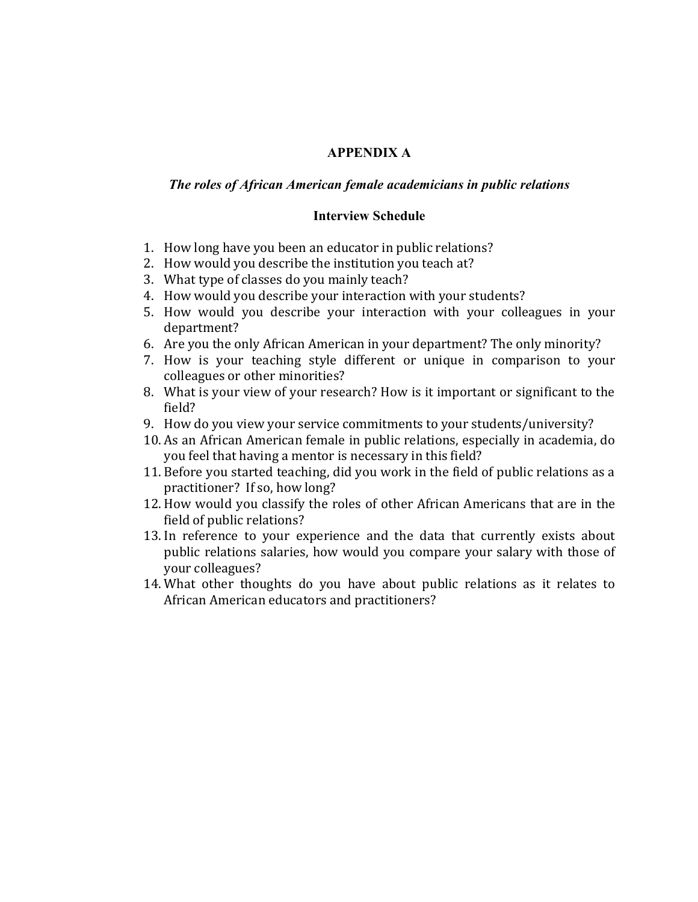# APPENDIX A

## *The roles of African American female academicians in public relations*

### Interview Schedule

1. How long have you been an educator in public relations?
2. How would you describe the institution you teach at?
3. What type of classes do you mainly teach?
4. How would you describe your interaction with your students?
5. How would you describe your interaction with your colleagues in your department?
6. Are you the only African American in your department? The only minority?
7. How is your teaching style different or unique in comparison to your colleagues or other minorities?
8. What is your view of your research? How is it important or significant to the field?
9. How do you view your service commitments to your students/university?
10. As an African American female in public relations, especially in academia, do you feel that having a mentor is necessary in this field?
11. Before you started teaching, did you work in the field of public relations as a practitioner? If so, how long?
12. How would you classify the roles of other African Americans that are in the field of public relations?
13. In reference to your experience and the data that currently exists about public relations salaries, how would you compare your salary with those of your colleagues?
14. What other thoughts do you have about public relations as it relates to African American educators and practitioners?